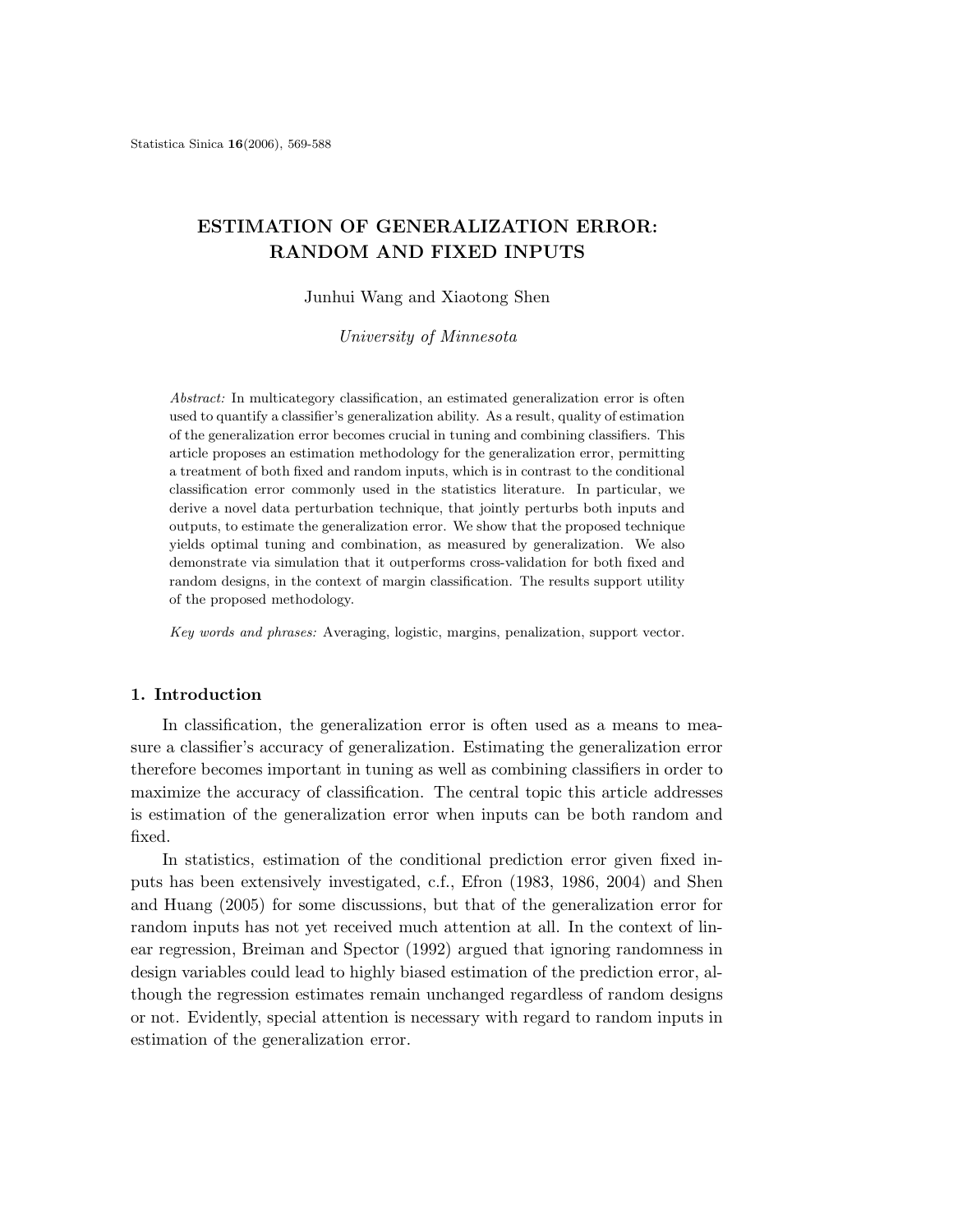# ESTIMATION OF GENERALIZATION ERROR: RANDOM AND FIXED INPUTS

Junhui Wang and Xiaotong Shen

*University of Minnesota*

*Abstract:* In multicategory classification, an estimated generalization error is often used to quantify a classifier's generalization ability. As a result, quality of estimation of the generalization error becomes crucial in tuning and combining classifiers. This article proposes an estimation methodology for the generalization error, permitting a treatment of both fixed and random inputs, which is in contrast to the conditional classification error commonly used in the statistics literature. In particular, we derive a novel data perturbation technique, that jointly perturbs both inputs and outputs, to estimate the generalization error. We show that the proposed technique yields optimal tuning and combination, as measured by generalization. We also demonstrate via simulation that it outperforms cross-validation for both fixed and random designs, in the context of margin classification. The results support utility of the proposed methodology.

*Key words and phrases:* Averaging, logistic, margins, penalization, support vector.

## 1. Introduction

In classification, the generalization error is often used as a means to measure a classifier's accuracy of generalization. Estimating the generalization error therefore becomes important in tuning as well as combining classifiers in order to maximize the accuracy of classification. The central topic this article addresses is estimation of the generalization error when inputs can be both random and fixed.

In statistics, estimation of the conditional prediction error given fixed inputs has been extensively investigated, c.f., Efron (1983, 1986, 2004) and Shen and Huang (2005) for some discussions, but that of the generalization error for random inputs has not yet received much attention at all. In the context of linear regression, Breiman and Spector (1992) argued that ignoring randomness in design variables could lead to highly biased estimation of the prediction error, although the regression estimates remain unchanged regardless of random designs or not. Evidently, special attention is necessary with regard to random inputs in estimation of the generalization error.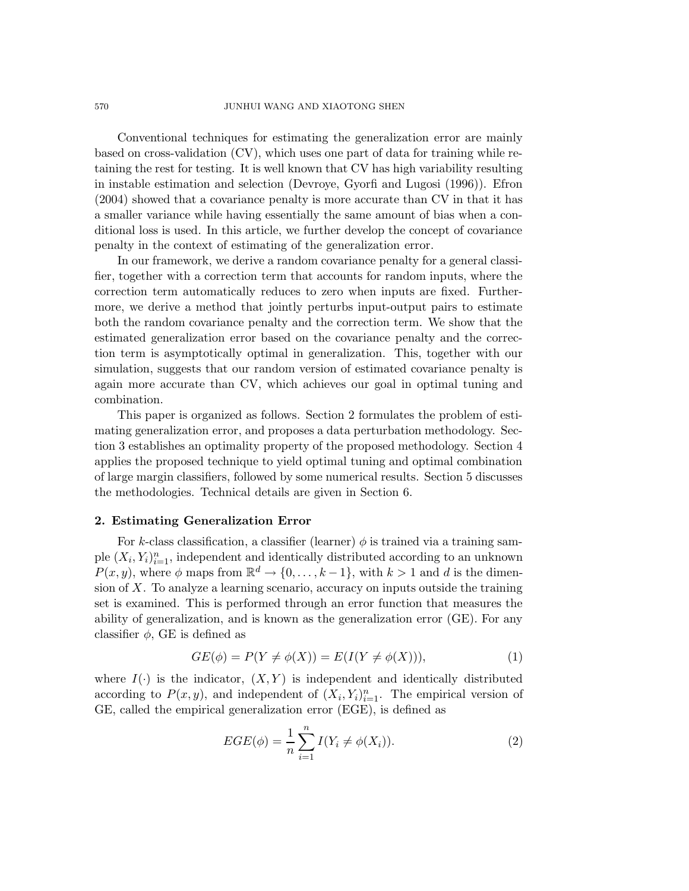Conventional techniques for estimating the generalization error are mainly based on cross-validation (CV), which uses one part of data for training while retaining the rest for testing. It is well known that CV has high variability resulting in instable estimation and selection (Devroye, Gyorfi and Lugosi (1996)). Efron (2004) showed that a covariance penalty is more accurate than CV in that it has a smaller variance while having essentially the same amount of bias when a conditional loss is used. In this article, we further develop the concept of covariance penalty in the context of estimating of the generalization error.

In our framework, we derive a random covariance penalty for a general classifier, together with a correction term that accounts for random inputs, where the correction term automatically reduces to zero when inputs are fixed. Furthermore, we derive a method that jointly perturbs input-output pairs to estimate both the random covariance penalty and the correction term. We show that the estimated generalization error based on the covariance penalty and the correction term is asymptotically optimal in generalization. This, together with our simulation, suggests that our random version of estimated covariance penalty is again more accurate than CV, which achieves our goal in optimal tuning and combination.

This paper is organized as follows. Section 2 formulates the problem of estimating generalization error, and proposes a data perturbation methodology. Section 3 establishes an optimality property of the proposed methodology. Section 4 applies the proposed technique to yield optimal tuning and optimal combination of large margin classifiers, followed by some numerical results. Section 5 discusses the methodologies. Technical details are given in Section 6.

## 2. Estimating Generalization Error

For $k$-class classification, a classifier (learner) $\phi$ is trained via a training sample $(X_i, Y_i)_{i=1}^n$, independent and identically distributed according to an unknown $P(x, y)$, where $\phi$ maps from $\mathbb{R}^d \to \{0, \ldots, k-1\}$, with $k > 1$ and $d$ is the dimension of $X$. To analyze a learning scenario, accuracy on inputs outside the training set is examined. This is performed through an error function that measures the ability of generalization, and is known as the generalization error (GE). For any classifier $\phi$, GE is defined as

$$GE(\phi) = P(Y \neq \phi(X)) = E(I(Y \neq \phi(X))), \tag{1}$$

where $I(\cdot)$ is the indicator, $(X, Y)$ is independent and identically distributed according to $P(x, y)$, and independent of $(X_i, Y_i)_{i=1}^n$. The empirical version of GE, called the empirical generalization error (EGE), is defined as

$$EGE(\phi) = \frac{1}{n} \sum_{i=1}^{n} I(Y_i \neq \phi(X_i)). \tag{2}$$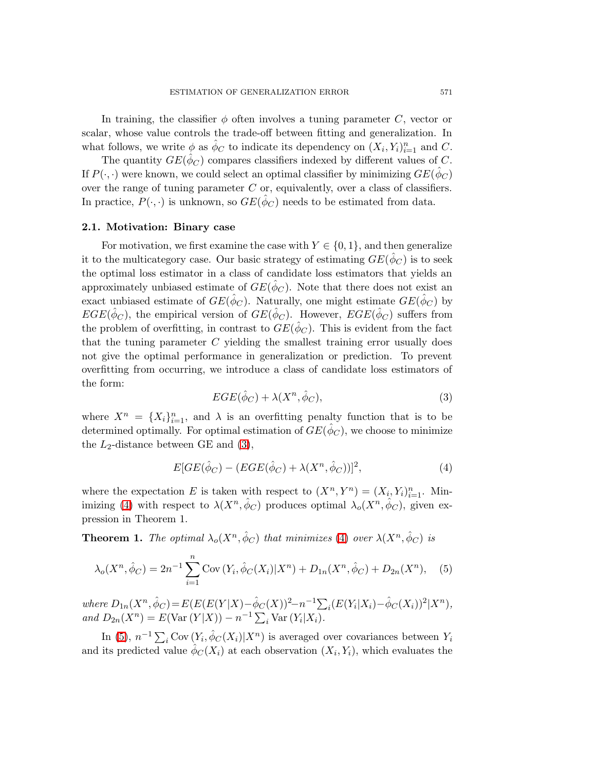In training, the classifier $\phi$ often involves a tuning parameter $C$, vector or scalar, whose value controls the trade-off between fitting and generalization. In what follows, we write $\phi$ as $\hat{\phi}_C$ to indicate its dependency on $(X_i, Y_i)_{i=1}^n$ and $C$.

The quantity $GE(\hat{\phi}_C)$ compares classifiers indexed by different values of $C$. If $P(\cdot, \cdot)$ were known, we could select an optimal classifier by minimizing $GE(\hat{\phi}_C)$ over the range of tuning parameter $C$ or, equivalently, over a class of classifiers. In practice, $P(\cdot, \cdot)$ is unknown, so $GE(\hat{\phi}_C)$ needs to be estimated from data.

### 2.1. Motivation: Binary case

For motivation, we first examine the case with $Y \in \{0, 1\}$, and then generalize it to the multicategory case. Our basic strategy of estimating $GE(\hat{\phi}_C)$ is to seek the optimal loss estimator in a class of candidate loss estimators that yields an approximately unbiased estimate of $GE(\hat{\phi}_C)$. Note that there does not exist an exact unbiased estimate of $GE(\hat{\phi}_C)$. Naturally, one might estimate $GE(\hat{\phi}_C)$ by $EGE(\hat{\phi}_C)$, the empirical version of $GE(\hat{\phi}_C)$. However, $EGE(\hat{\phi}_C)$ suffers from the problem of overfitting, in contrast to $GE(\hat{\phi}_C)$. This is evident from the fact that the tuning parameter $C$ yielding the smallest training error usually does not give the optimal performance in generalization or prediction. To prevent overfitting from occurring, we introduce a class of candidate loss estimators of the form:

$$EGE(\hat{\phi}_C) + \lambda(X^n, \hat{\phi}_C), \tag{3}$$

where $X^n = \{X_i\}_{i=1}^n$, and $\lambda$ is an overfitting penalty function that is to be determined optimally. For optimal estimation of $GE(\hat{\phi}_C)$, we choose to minimize the $L_2$-distance between GE and (3),

$$E[GE(\hat{\phi}_C) - (EGE(\hat{\phi}_C) + \lambda(X^n, \hat{\phi}_C))]^2, \tag{4}$$

where the expectation $E$ is taken with respect to $(X^n, Y^n) = (X_i, Y_i)_{i=1}^n$. Minimizing (4) with respect to $\lambda(X^n, \hat{\phi}_C)$ produces optimal $\lambda_o(X^n, \hat{\phi}_C)$, given expression in Theorem 1.

**Theorem 1.** *The optimal $\lambda_o(X^n, \hat{\phi}_C)$ that minimizes (4) over $\lambda(X^n, \hat{\phi}_C)$ is*

$$\lambda_o(X^n, \hat{\phi}_C) = 2n^{-1} \sum_{i=1}^n \mathrm{Cov}\,(Y_i, \hat{\phi}_C(X_i)|X^n) + D_{1n}(X^n, \hat{\phi}_C) + D_{2n}(X^n), \tag{5}$$

*where* $D_{1n}(X^n, \hat{\phi}_C) = E(E(E(Y|X) - \hat{\phi}_C(X))^2 - n^{-1}\sum_i (E(Y_i|X_i) - \hat{\phi}_C(X_i))^2|X^n)$, *and* $D_{2n}(X^n) = E(\mathrm{Var}\,(Y|X)) - n^{-1}\sum_i \mathrm{Var}\,(Y_i|X_i)$.

In (5), $n^{-1}\sum_i \mathrm{Cov}\,(Y_i, \hat{\phi}_C(X_i)|X^n)$ is averaged over covariances between $Y_i$ and its predicted value $\hat{\phi}_C(X_i)$ at each observation $(X_i, Y_i)$, which evaluates the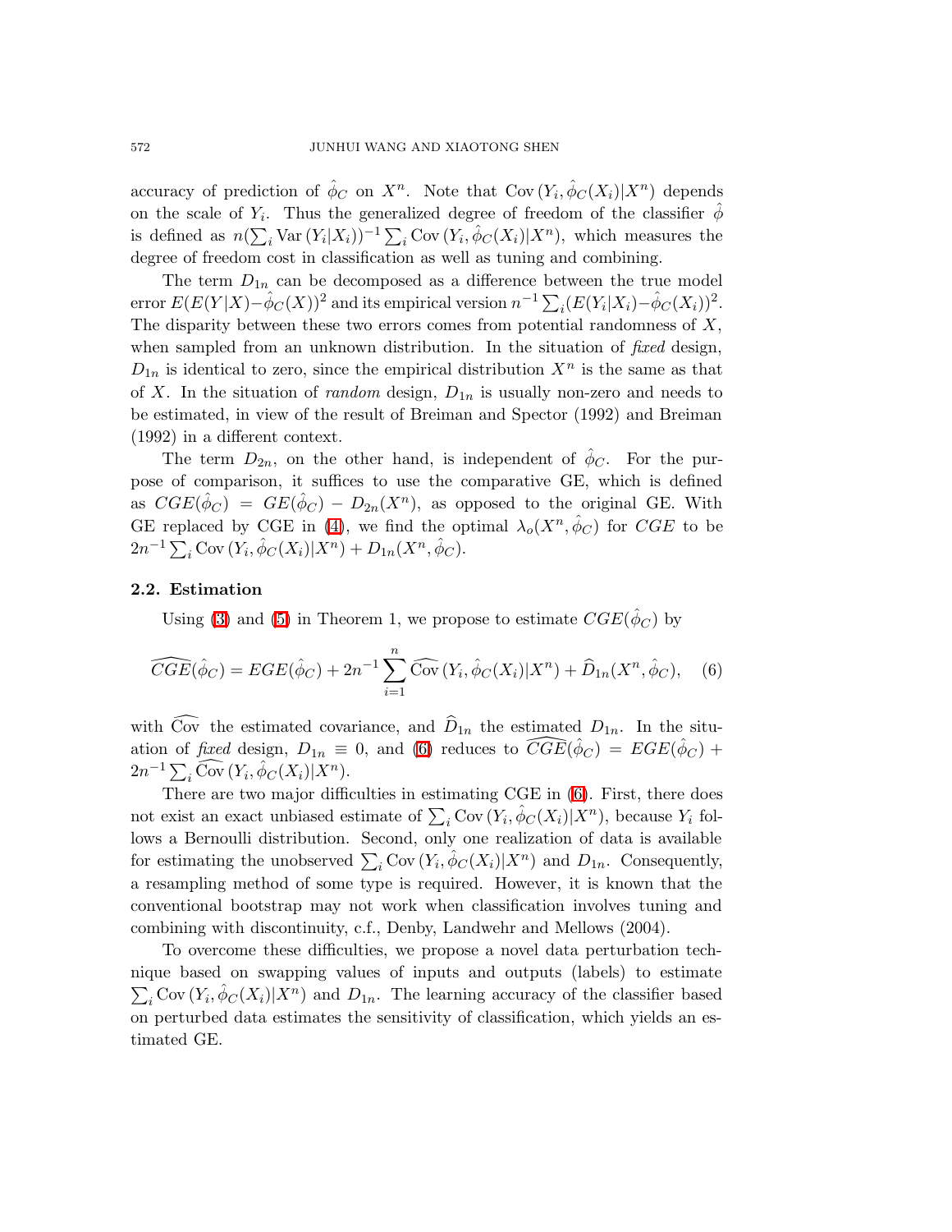accuracy of prediction of $\hat{\phi}_C$ on $X^n$. Note that $\text{Cov}\,(Y_i, \hat{\phi}_C(X_i)|X^n)$ depends on the scale of $Y_i$. Thus the generalized degree of freedom of the classifier $\hat{\phi}$ is defined as $n(\sum_i \text{Var}\,(Y_i|X_i))^{-1} \sum_i \text{Cov}\,(Y_i, \hat{\phi}_C(X_i)|X^n)$, which measures the degree of freedom cost in classification as well as tuning and combining.

The term $D_{1n}$ can be decomposed as a difference between the true model error $E(E(Y|X)-\hat{\phi}_C(X))^2$ and its empirical version $n^{-1}\sum_i(E(Y_i|X_i)-\hat{\phi}_C(X_i))^2$. The disparity between these two errors comes from potential randomness of $X$, when sampled from an unknown distribution. In the situation of *fixed* design, $D_{1n}$ is identical to zero, since the empirical distribution $X^n$ is the same as that of $X$. In the situation of *random* design, $D_{1n}$ is usually non-zero and needs to be estimated, in view of the result of Breiman and Spector (1992) and Breiman (1992) in a different context.

The term $D_{2n}$, on the other hand, is independent of $\hat{\phi}_C$. For the purpose of comparison, it suffices to use the comparative GE, which is defined as $CGE(\hat{\phi}_C) = GE(\hat{\phi}_C) - D_{2n}(X^n)$, as opposed to the original GE. With GE replaced by CGE in (4), we find the optimal $\lambda_o(X^n, \hat{\phi}_C)$ for $CGE$ to be $2n^{-1}\sum_i \text{Cov}\,(Y_i, \hat{\phi}_C(X_i)|X^n) + D_{1n}(X^n, \hat{\phi}_C)$.

### 2.2. Estimation

Using (3) and (5) in Theorem 1, we propose to estimate $CGE(\hat{\phi}_C)$ by

$$\widehat{CGE}(\hat{\phi}_C) = EGE(\hat{\phi}_C) + 2n^{-1}\sum_{i=1}^{n} \widehat{\text{Cov}}\,(Y_i, \hat{\phi}_C(X_i)|X^n) + \widehat{D}_{1n}(X^n, \hat{\phi}_C), \quad (6)$$

with $\widehat{\text{Cov}}$ the estimated covariance, and $\widehat{D}_{1n}$ the estimated $D_{1n}$. In the situation of *fixed* design, $D_{1n} \equiv 0$, and (6) reduces to $\widehat{CGE}(\hat{\phi}_C) = EGE(\hat{\phi}_C) + 2n^{-1}\sum_i \widehat{\text{Cov}}\,(Y_i, \hat{\phi}_C(X_i)|X^n)$.

There are two major difficulties in estimating CGE in (6). First, there does not exist an exact unbiased estimate of $\sum_i \text{Cov}\,(Y_i, \hat{\phi}_C(X_i)|X^n)$, because $Y_i$ follows a Bernoulli distribution. Second, only one realization of data is available for estimating the unobserved $\sum_i \text{Cov}\,(Y_i, \hat{\phi}_C(X_i)|X^n)$ and $D_{1n}$. Consequently, a resampling method of some type is required. However, it is known that the conventional bootstrap may not work when classification involves tuning and combining with discontinuity, c.f., Denby, Landwehr and Mellows (2004).

To overcome these difficulties, we propose a novel data perturbation technique based on swapping values of inputs and outputs (labels) to estimate $\sum_i \text{Cov}\,(Y_i, \hat{\phi}_C(X_i)|X^n)$ and $D_{1n}$. The learning accuracy of the classifier based on perturbed data estimates the sensitivity of classification, which yields an estimated GE.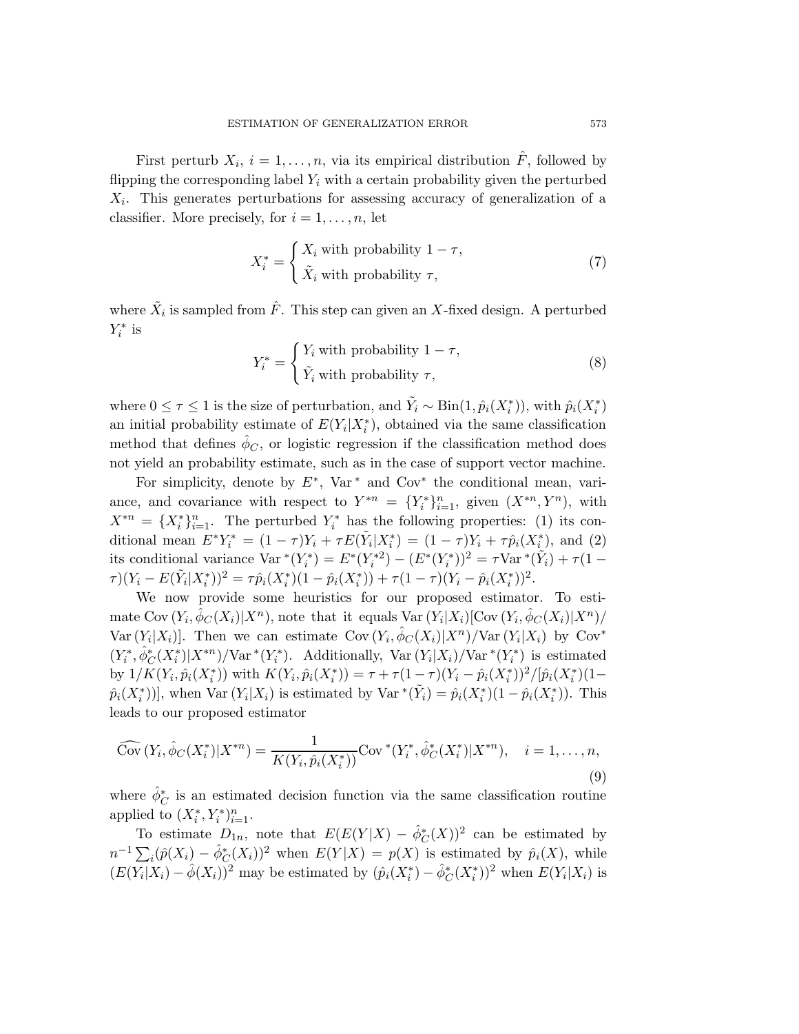First perturb $X_i$, $i = 1, \ldots, n$, via its empirical distribution $\hat{F}$, followed by flipping the corresponding label $Y_i$ with a certain probability given the perturbed $X_i$. This generates perturbations for assessing accuracy of generalization of a classifier. More precisely, for $i = 1, \ldots, n$, let

$$X_i^* = \begin{cases} X_i \text{ with probability } 1 - \tau, \\ \tilde{X}_i \text{ with probability } \tau, \end{cases} \tag{7}$$

where $\tilde{X}_i$ is sampled from $\hat{F}$. This step can given an $X$-fixed design. A perturbed $Y_i^*$ is

$$Y_i^* = \begin{cases} Y_i \text{ with probability } 1 - \tau, \\ \tilde{Y}_i \text{ with probability } \tau, \end{cases} \tag{8}$$

where $0 \leq \tau \leq 1$ is the size of perturbation, and $\tilde{Y}_i \sim \text{Bin}(1, \hat{p}_i(X_i^*))$, with $\hat{p}_i(X_i^*)$ an initial probability estimate of $E(Y_i|X_i^*)$, obtained via the same classification method that defines $\hat{\phi}_C$, or logistic regression if the classification method does not yield an probability estimate, such as in the case of support vector machine.

For simplicity, denote by $E^*$, $\text{Var}^*$ and $\text{Cov}^*$ the conditional mean, variance, and covariance with respect to $Y^{*n} = \{Y_i^*\}_{i=1}^n$, given $(X^{*n}, Y^n)$, with $X^{*n} = \{X_i^*\}_{i=1}^n$. The perturbed $Y_i^*$ has the following properties: (1) its conditional mean $E^* Y_i^* = (1-\tau)Y_i + \tau E(\tilde{Y}_i|X_i^*) = (1-\tau)Y_i + \tau \hat{p}_i(X_i^*)$, and (2) its conditional variance $\text{Var}^*(Y_i^*) = E^*(Y_i^{*2}) - (E^*(Y_i^*))^2 = \tau \text{Var}^*(\tilde{Y}_i) + \tau(1-\tau)(Y_i - E(\tilde{Y}_i|X_i^*))^2 = \tau \hat{p}_i(X_i^*)(1 - \hat{p}_i(X_i^*)) + \tau(1-\tau)(Y_i - \hat{p}_i(X_i^*))^2$.

We now provide some heuristics for our proposed estimator. To estimate $\text{Cov}(Y_i, \hat{\phi}_C(X_i)|X^n)$, note that it equals $\text{Var}(Y_i|X_i)[\text{Cov}(Y_i, \hat{\phi}_C(X_i)|X^n)/\text{Var}(Y_i|X_i)]$. Then we can estimate $\text{Cov}(Y_i, \hat{\phi}_C(X_i)|X^n)/\text{Var}(Y_i|X_i)$ by $\text{Cov}^*(Y_i^*, \hat{\phi}_C^*(X_i^*)|X^{*n})/\text{Var}^*(Y_i^*)$. Additionally, $\text{Var}(Y_i|X_i)/\text{Var}^*(Y_i^*)$ is estimated by $1/K(Y_i, \hat{p}_i(X_i^*))$ with $K(Y_i, \hat{p}_i(X_i^*)) = \tau + \tau(1-\tau)(Y_i - \hat{p}_i(X_i^*))^2/[\hat{p}_i(X_i^*)(1 - \hat{p}_i(X_i^*))]$, when $\text{Var}(Y_i|X_i)$ is estimated by $\text{Var}^*(\tilde{Y}_i) = \hat{p}_i(X_i^*)(1 - \hat{p}_i(X_i^*))$. This leads to our proposed estimator

$$\widehat{\text{Cov}}(Y_i, \hat{\phi}_C(X_i^*)|X^{*n}) = \frac{1}{K(Y_i, \hat{p}_i(X_i^*))} \text{Cov}^*(Y_i^*, \hat{\phi}_C^*(X_i^*)|X^{*n}), \quad i = 1, \ldots, n, \tag{9}$$

where $\hat{\phi}_C^*$ is an estimated decision function via the same classification routine applied to $(X_i^*, Y_i^*)_{i=1}^n$.

To estimate $D_{1n}$, note that $E(E(Y|X) - \hat{\phi}_C^*(X))^2$ can be estimated by $n^{-1} \sum_i (\hat{p}(X_i) - \hat{\phi}_C^*(X_i))^2$ when $E(Y|X) = p(X)$ is estimated by $\hat{p}_i(X)$, while $(E(Y_i|X_i) - \hat{\phi}(X_i))^2$ may be estimated by $(\hat{p}_i(X_i^*) - \hat{\phi}_C^*(X_i^*))^2$ when $E(Y_i|X_i)$ is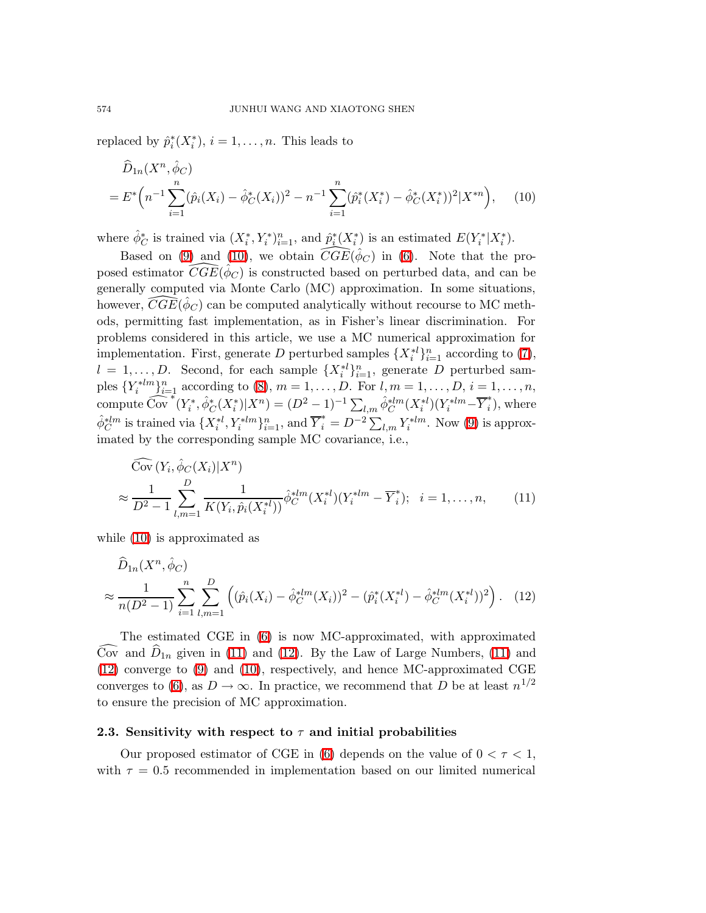replaced by $\hat{p}_i^*(X_i^*)$, $i = 1, \ldots, n$. This leads to

$$\widehat{D}_{1n}(X^n, \hat{\phi}_C) = E^*\Big(n^{-1}\sum_{i=1}^{n}(\hat{p}_i(X_i) - \hat{\phi}_C^*(X_i))^2 - n^{-1}\sum_{i=1}^{n}(\hat{p}_i^*(X_i^*) - \hat{\phi}_C^*(X_i^*))^2 | X^{*n}\Big), \quad (10)$$

where $\hat{\phi}_C^*$ is trained via $(X_i^*, Y_i^*)_{i=1}^n$, and $\hat{p}_i^*(X_i^*)$ is an estimated $E(Y_i^*|X_i^*)$.

Based on (9) and (10), we obtain $\widehat{CGE}(\hat{\phi}_C)$ in (6). Note that the proposed estimator $\widehat{CGE}(\hat{\phi}_C)$ is constructed based on perturbed data, and can be generally computed via Monte Carlo (MC) approximation. In some situations, however, $\widehat{CGE}(\hat{\phi}_C)$ can be computed analytically without recourse to MC methods, permitting fast implementation, as in Fisher's linear discrimination. For problems considered in this article, we use a MC numerical approximation for implementation. First, generate $D$ perturbed samples $\{X_i^{*l}\}_{i=1}^n$ according to (7), $l = 1, \ldots, D$. Second, for each sample $\{X_i^{*l}\}_{i=1}^n$, generate $D$ perturbed samples $\{Y_i^{*lm}\}_{i=1}^n$ according to (8), $m = 1, \ldots, D$. For $l, m = 1, \ldots, D$, $i = 1, \ldots, n$, compute $\widehat{\text{Cov}}^*(Y_i^*, \hat{\phi}_C^*(X_i^*)|X^n) = (D^2-1)^{-1}\sum_{l,m}\hat{\phi}_C^{*lm}(X_i^{*l})(Y_i^{*lm} - \overline{Y}_i^*)$, where $\hat{\phi}_C^{*lm}$ is trained via $\{X_i^{*l}, Y_i^{*lm}\}_{i=1}^n$, and $\overline{Y}_i^* = D^{-2}\sum_{l,m}Y_i^{*lm}$. Now (9) is approximated by the corresponding sample MC covariance, i.e.,

$$\widehat{\text{Cov}}(Y_i, \hat{\phi}_C(X_i)|X^n) \approx \frac{1}{D^2-1}\sum_{l,m=1}^{D}\frac{1}{K(Y_i, \hat{p}_i(X_i^{*l}))}\hat{\phi}_C^{*lm}(X_i^{*l})(Y_i^{*lm} - \overline{Y}_i^*); \quad i = 1, \ldots, n, \quad (11)$$

while (10) is approximated as

$$\widehat{D}_{1n}(X^n, \hat{\phi}_C) \approx \frac{1}{n(D^2-1)}\sum_{i=1}^{n}\sum_{l,m=1}^{D}\Big((\hat{p}_i(X_i) - \hat{\phi}_C^{*lm}(X_i))^2 - (\hat{p}_i^*(X_i^{*l}) - \hat{\phi}_C^{*lm}(X_i^{*l}))^2\Big). \quad (12)$$

The estimated CGE in (6) is now MC-approximated, with approximated $\widehat{\text{Cov}}$ and $\widehat{D}_{1n}$ given in (11) and (12). By the Law of Large Numbers, (11) and (12) converge to (9) and (10), respectively, and hence MC-approximated CGE converges to (6), as $D \to \infty$. In practice, we recommend that $D$ be at least $n^{1/2}$ to ensure the precision of MC approximation.

### 2.3. Sensitivity with respect to $\tau$ and initial probabilities

Our proposed estimator of CGE in (6) depends on the value of $0 < \tau < 1$, with $\tau = 0.5$ recommended in implementation based on our limited numerical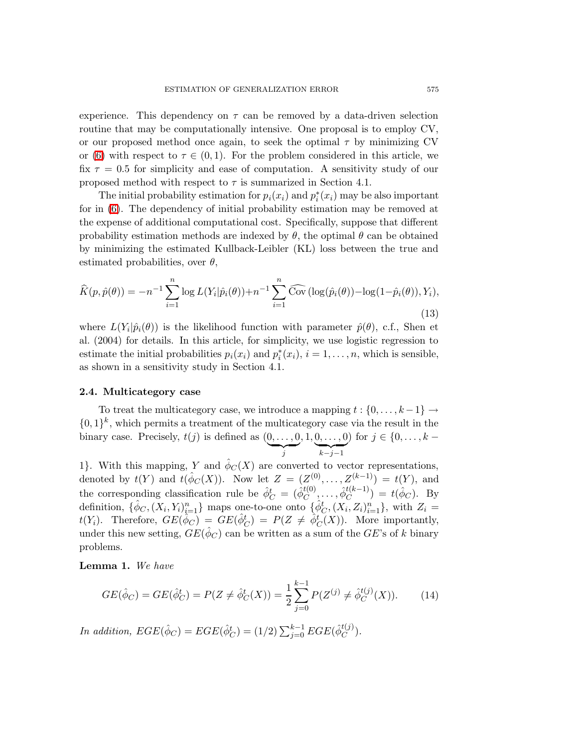experience. This dependency on $\tau$ can be removed by a data-driven selection routine that may be computationally intensive. One proposal is to employ CV, or our proposed method once again, to seek the optimal $\tau$ by minimizing CV or (6) with respect to $\tau \in (0,1)$. For the problem considered in this article, we fix $\tau = 0.5$ for simplicity and ease of computation. A sensitivity study of our proposed method with respect to $\tau$ is summarized in Section 4.1.

The initial probability estimation for $p_i(x_i)$ and $p_i^*(x_i)$ may be also important for in (6). The dependency of initial probability estimation may be removed at the expense of additional computational cost. Specifically, suppose that different probability estimation methods are indexed by $\theta$, the optimal $\theta$ can be obtained by minimizing the estimated Kullback-Leibler (KL) loss between the true and estimated probabilities, over $\theta$,

$$\widehat{K}(p, \hat{p}(\theta)) = -n^{-1}\sum_{i=1}^{n} \log L(Y_i|\hat{p}_i(\theta)) + n^{-1}\sum_{i=1}^{n} \widehat{\text{Cov}}\left(\log(\hat{p}_i(\theta)) - \log(1-\hat{p}_i(\theta)), Y_i\right), \tag{13}$$

where $L(Y_i|\hat{p}_i(\theta))$ is the likelihood function with parameter $\hat{p}(\theta)$, c.f., Shen et al. (2004) for details. In this article, for simplicity, we use logistic regression to estimate the initial probabilities $p_i(x_i)$ and $p_i^*(x_i)$, $i = 1, \ldots, n$, which is sensible, as shown in a sensitivity study in Section 4.1.

### 2.4. Multicategory case

To treat the multicategory case, we introduce a mapping $t : \{0, \ldots, k-1\} \to \{0,1\}^k$, which permits a treatment of the multicategory case via the result in the binary case. Precisely, $t(j)$ is defined as $(\underbrace{0,\ldots,0}_{j}, 1, \underbrace{0,\ldots,0}_{k-j-1})$ for $j \in \{0, \ldots, k-1\}$. With this mapping, $Y$ and $\hat{\phi}_C(X)$ are converted to vector representations, denoted by $t(Y)$ and $t(\hat{\phi}_C(X))$. Now let $Z = (Z^{(0)}, \ldots, Z^{(k-1)}) = t(Y)$, and the corresponding classification rule be $\hat{\phi}_C^t = (\hat{\phi}_C^{t(0)}, \ldots, \hat{\phi}_C^{t(k-1)}) = t(\hat{\phi}_C)$. By definition, $\{\hat{\phi}_C, (X_i, Y_i)_{i=1}^n\}$ maps one-to-one onto $\{\hat{\phi}_C^t, (X_i, Z_i)_{i=1}^n\}$, with $Z_i = t(Y_i)$. Therefore, $GE(\hat{\phi}_C) = GE(\hat{\phi}_C^t) = P(Z \neq \hat{\phi}_C^t(X))$. More importantly, under this new setting, $GE(\hat{\phi}_C)$ can be written as a sum of the $GE$'s of $k$ binary problems.

**Lemma 1.** *We have*

$$GE(\hat{\phi}_C) = GE(\hat{\phi}_C^t) = P(Z \neq \hat{\phi}_C^t(X)) = \frac{1}{2}\sum_{j=0}^{k-1} P(Z^{(j)} \neq \hat{\phi}_C^{t(j)}(X)). \tag{14}$$

*In addition,* $EGE(\hat{\phi}_C) = EGE(\hat{\phi}_C^t) = (1/2)\sum_{j=0}^{k-1} EGE(\hat{\phi}_C^{t(j)})$.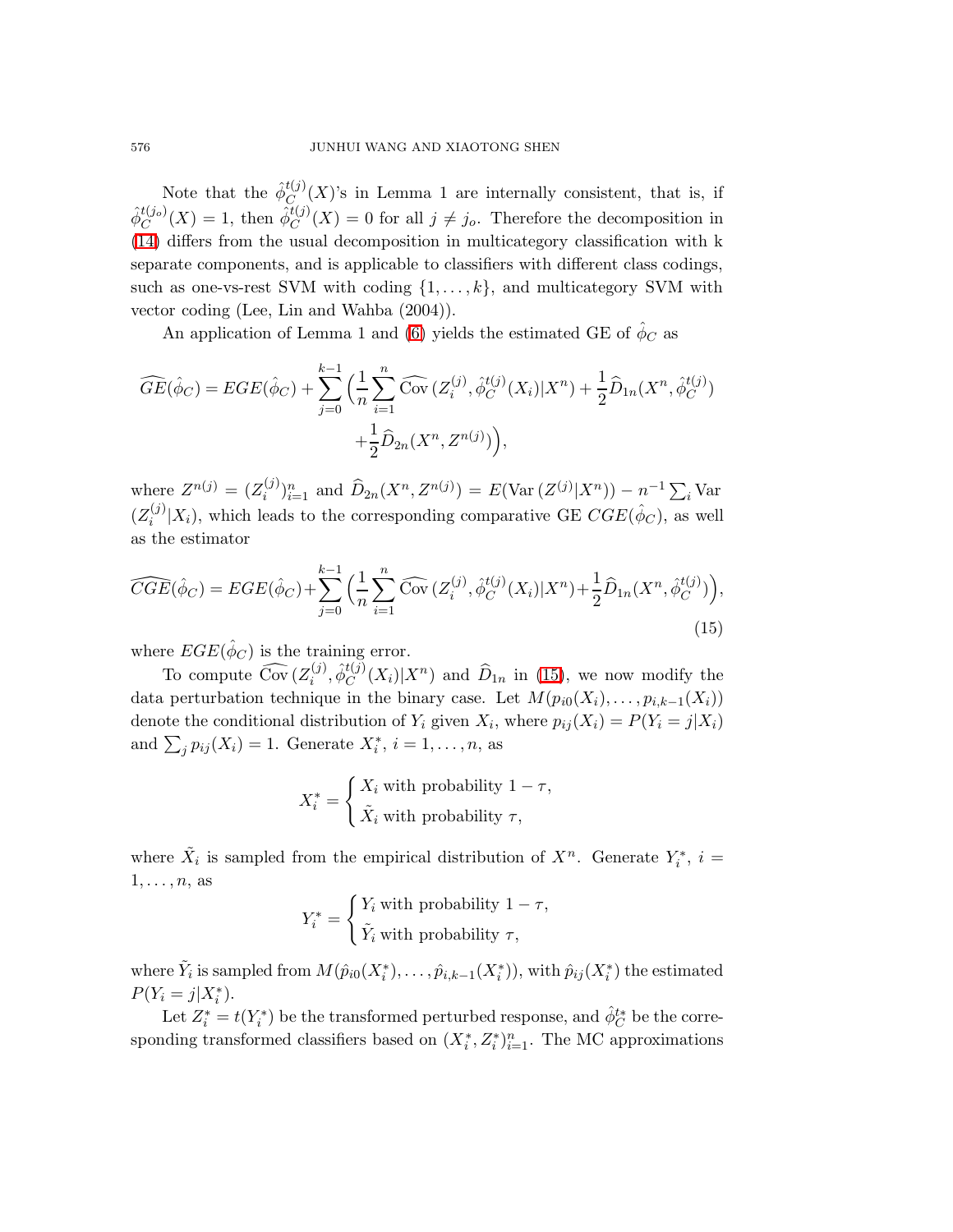Note that the $\hat{\phi}_C^{t(j)}(X)$'s in Lemma 1 are internally consistent, that is, if $\hat{\phi}_C^{t(j_o)}(X) = 1$, then $\hat{\phi}_C^{t(j)}(X) = 0$ for all $j \neq j_o$. Therefore the decomposition in (14) differs from the usual decomposition in multicategory classification with k separate components, and is applicable to classifiers with different class codings, such as one-vs-rest SVM with coding $\{1, \ldots, k\}$, and multicategory SVM with vector coding (Lee, Lin and Wahba (2004)).

An application of Lemma 1 and (6) yields the estimated GE of $\hat{\phi}_C$ as

$$
\widehat{GE}(\hat{\phi}_C) = EGE(\hat{\phi}_C) + \sum_{j=0}^{k-1} \Big( \frac{1}{n} \sum_{i=1}^{n} \widehat{\text{Cov}}\,(Z_i^{(j)}, \hat{\phi}_C^{t(j)}(X_i)|X^n) + \frac{1}{2}\widehat{D}_{1n}(X^n, \hat{\phi}_C^{t(j)}) + \frac{1}{2}\widehat{D}_{2n}(X^n, Z^{n(j)}) \Big),
$$

where $Z^{n(j)} = (Z_i^{(j)})_{i=1}^n$ and $\widehat{D}_{2n}(X^n, Z^{n(j)}) = E(\text{Var}\,(Z^{(j)}|X^n)) - n^{-1}\sum_i \text{Var}\,(Z_i^{(j)}|X_i)$, which leads to the corresponding comparative GE $CGE(\hat{\phi}_C)$, as well as the estimator

$$
\widehat{CGE}(\hat{\phi}_C) = EGE(\hat{\phi}_C) + \sum_{j=0}^{k-1} \Big( \frac{1}{n} \sum_{i=1}^{n} \widehat{\text{Cov}}\,(Z_i^{(j)}, \hat{\phi}_C^{t(j)}(X_i)|X^n) + \frac{1}{2}\widehat{D}_{1n}(X^n, \hat{\phi}_C^{t(j)}) \Big), \tag{15}
$$

where $EGE(\hat{\phi}_C)$ is the training error.

To compute $\widehat{\text{Cov}}\,(Z_i^{(j)}, \hat{\phi}_C^{t(j)}(X_i)|X^n)$ and $\widehat{D}_{1n}$ in (15), we now modify the data perturbation technique in the binary case. Let $M(p_{i0}(X_i), \ldots, p_{i,k-1}(X_i))$ denote the conditional distribution of $Y_i$ given $X_i$, where $p_{ij}(X_i) = P(Y_i = j|X_i)$ and $\sum_j p_{ij}(X_i) = 1$. Generate $X_i^*$, $i = 1, \ldots, n$, as

$$
X_i^* = \begin{cases} X_i \text{ with probability } 1 - \tau, \\ \tilde{X}_i \text{ with probability } \tau, \end{cases}
$$

where $\tilde{X}_i$ is sampled from the empirical distribution of $X^n$. Generate $Y_i^*$, $i = 1, \ldots, n$, as

$$
Y_i^* = \begin{cases} Y_i \text{ with probability } 1 - \tau, \\ \tilde{Y}_i \text{ with probability } \tau, \end{cases}
$$

where $\tilde{Y}_i$ is sampled from $M(\hat{p}_{i0}(X_i^*), \ldots, \hat{p}_{i,k-1}(X_i^*))$, with $\hat{p}_{ij}(X_i^*)$ the estimated $P(Y_i = j|X_i^*)$.

Let $Z_i^* = t(Y_i^*)$ be the transformed perturbed response, and $\hat{\phi}_C^{t*}$ be the corresponding transformed classifiers based on $(X_i^*, Z_i^*)_{i=1}^n$. The MC approximations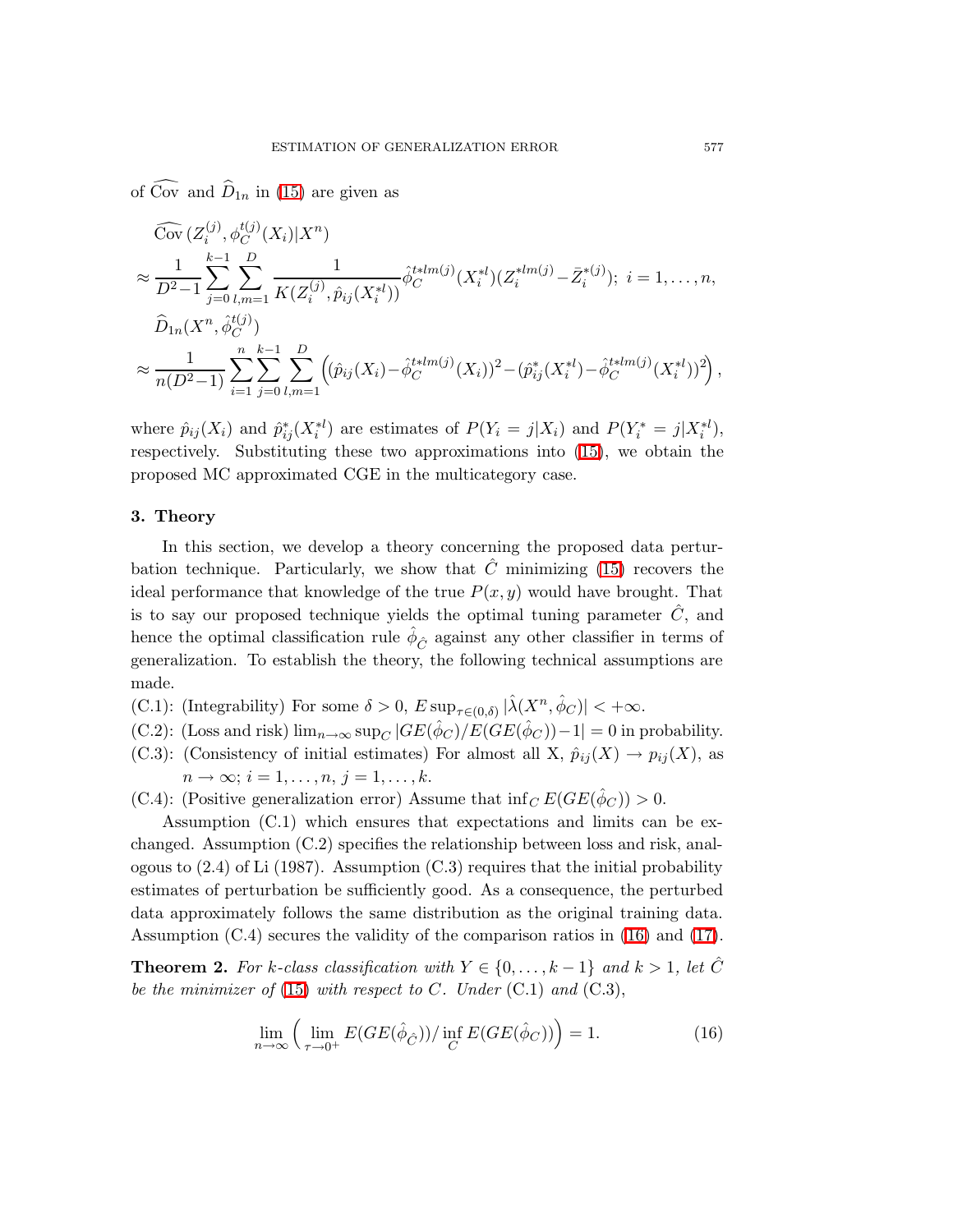of $\widehat{\text{Cov}}$ and $\widehat{D}_{1n}$ in (15) are given as

$$
\begin{aligned}
&\widehat{\text{Cov}}\,(Z_i^{(j)}, \phi_C^{t(j)}(X_i)|X^n) \\
\approx &\frac{1}{D^2-1}\sum_{j=0}^{k-1}\sum_{l,m=1}^{D}\frac{1}{K(Z_i^{(j)},\hat{p}_{ij}(X_i^{*l}))}\hat{\phi}_C^{t*lm(j)}(X_i^{*l})(Z_i^{*lm(j)}-\bar{Z}_i^{*(j)});\ i=1,\ldots,n, \\
&\widehat{D}_{1n}(X^n, \hat{\phi}_C^{t(j)}) \\
\approx &\frac{1}{n(D^2-1)}\sum_{i=1}^{n}\sum_{j=0}^{k-1}\sum_{l,m=1}^{D}\Big((\hat{p}_{ij}(X_i)-\hat{\phi}_C^{t*lm(j)}(X_i))^2-(\hat{p}_{ij}^*(X_i^{*l})-\hat{\phi}_C^{t*lm(j)}(X_i^{*l}))^2\Big),
\end{aligned}
$$

where $\hat{p}_{ij}(X_i)$ and $\hat{p}_{ij}^*(X_i^{*l})$ are estimates of $P(Y_i = j|X_i)$ and $P(Y_i^* = j|X_i^{*l})$, respectively. Substituting these two approximations into (15), we obtain the proposed MC approximated CGE in the multicategory case.

## 3. Theory

In this section, we develop a theory concerning the proposed data perturbation technique. Particularly, we show that $\hat{C}$ minimizing (15) recovers the ideal performance that knowledge of the true $P(x, y)$ would have brought. That is to say our proposed technique yields the optimal tuning parameter $\hat{C}$, and hence the optimal classification rule $\hat{\phi}_{\hat{C}}$ against any other classifier in terms of generalization. To establish the theory, the following technical assumptions are made.

(C.1): (Integrability) For some $\delta > 0$, $E\sup_{\tau\in(0,\delta)}|\hat{\lambda}(X^n, \hat{\phi}_C)| < +\infty$.

(C.2): (Loss and risk) $\lim_{n\to\infty}\sup_C |GE(\hat{\phi}_C)/E(GE(\hat{\phi}_C))-1| = 0$ in probability.

(C.3): (Consistency of initial estimates) For almost all X, $\hat{p}_{ij}(X) \to p_{ij}(X)$, as $n \to \infty$; $i = 1, \ldots, n$, $j = 1, \ldots, k$.

(C.4): (Positive generalization error) Assume that $\inf_C E(GE(\hat{\phi}_C)) > 0$.

Assumption (C.1) which ensures that expectations and limits can be exchanged. Assumption (C.2) specifies the relationship between loss and risk, analogous to (2.4) of Li (1987). Assumption (C.3) requires that the initial probability estimates of perturbation be sufficiently good. As a consequence, the perturbed data approximately follows the same distribution as the original training data. Assumption (C.4) secures the validity of the comparison ratios in (16) and (17).

**Theorem 2.** *For $k$-class classification with $Y \in \{0, \ldots, k-1\}$ and $k > 1$, let $\hat{C}$ be the minimizer of* (15) *with respect to $C$. Under* (C.1) *and* (C.3),

$$
\lim_{n\to\infty}\Big(\lim_{\tau\to 0^+} E(GE(\hat{\phi}_{\hat{C}}))/\inf_C E(GE(\hat{\phi}_C))\Big) = 1. \tag{16}
$$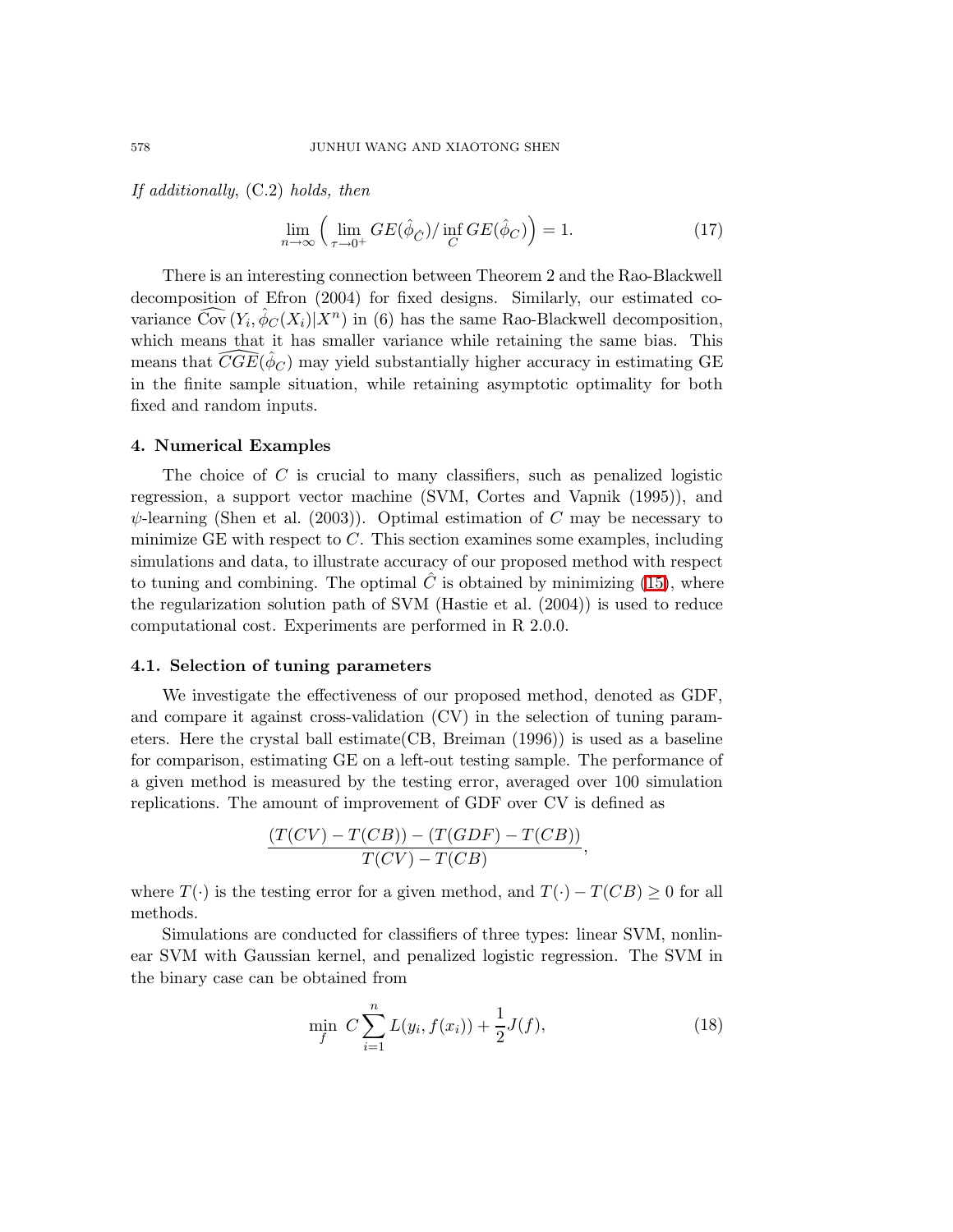*If additionally*, (C.2) *holds, then*

$$\lim_{n\to\infty}\Big(\lim_{\tau\to 0^+} GE(\hat{\phi}_{\hat{C}})/\inf_C GE(\hat{\phi}_C)\Big) = 1. \tag{17}$$

There is an interesting connection between Theorem 2 and the Rao-Blackwell decomposition of Efron (2004) for fixed designs. Similarly, our estimated covariance $\widehat{\text{Cov}}\,(Y_i, \hat{\phi}_C(X_i)|X^n)$ in (6) has the same Rao-Blackwell decomposition, which means that it has smaller variance while retaining the same bias. This means that $\widehat{CGE}(\hat{\phi}_C)$ may yield substantially higher accuracy in estimating GE in the finite sample situation, while retaining asymptotic optimality for both fixed and random inputs.

## 4. Numerical Examples

The choice of $C$ is crucial to many classifiers, such as penalized logistic regression, a support vector machine (SVM, Cortes and Vapnik (1995)), and $\psi$-learning (Shen et al. (2003)). Optimal estimation of $C$ may be necessary to minimize GE with respect to $C$. This section examines some examples, including simulations and data, to illustrate accuracy of our proposed method with respect to tuning and combining. The optimal $\hat{C}$ is obtained by minimizing (15), where the regularization solution path of SVM (Hastie et al. (2004)) is used to reduce computational cost. Experiments are performed in R 2.0.0.

### 4.1. Selection of tuning parameters

We investigate the effectiveness of our proposed method, denoted as GDF, and compare it against cross-validation (CV) in the selection of tuning parameters. Here the crystal ball estimate(CB, Breiman (1996)) is used as a baseline for comparison, estimating GE on a left-out testing sample. The performance of a given method is measured by the testing error, averaged over 100 simulation replications. The amount of improvement of GDF over CV is defined as

$$\frac{(T(CV) - T(CB)) - (T(GDF) - T(CB))}{T(CV) - T(CB)},$$

where $T(\cdot)$ is the testing error for a given method, and $T(\cdot) - T(CB) \geq 0$ for all methods.

Simulations are conducted for classifiers of three types: linear SVM, nonlinear SVM with Gaussian kernel, and penalized logistic regression. The SVM in the binary case can be obtained from

$$\min_f \; C\sum_{i=1}^{n} L(y_i, f(x_i)) + \frac{1}{2}J(f), \tag{18}$$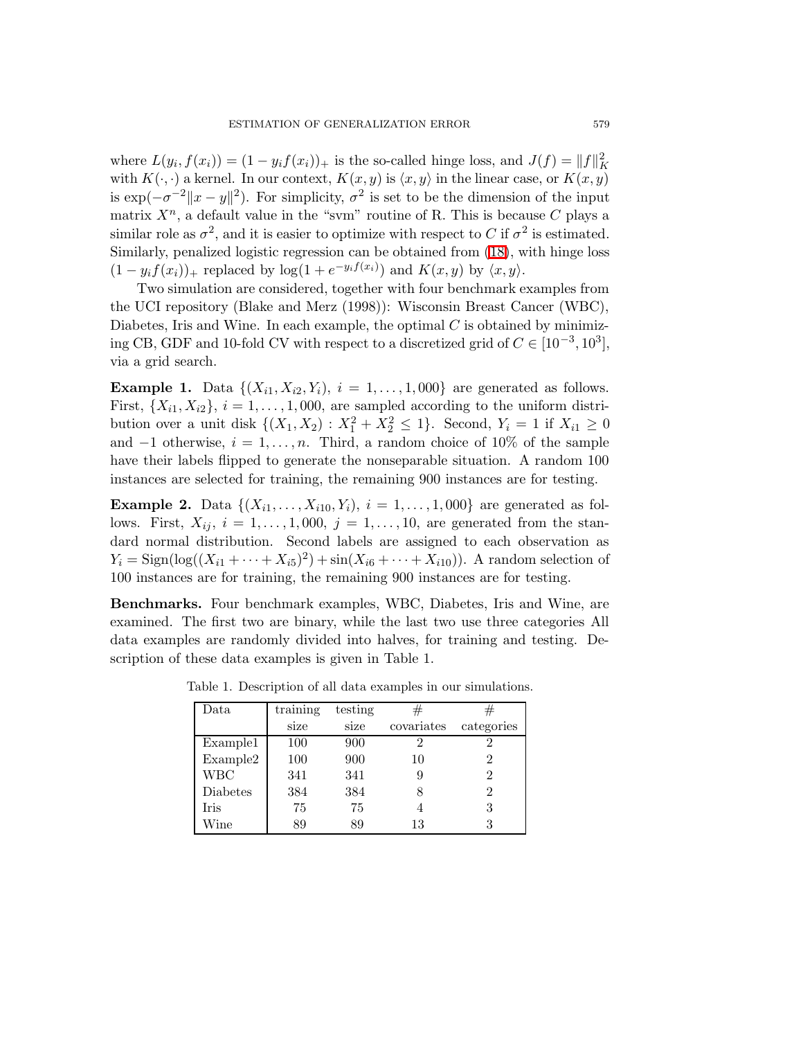where $L(y_i, f(x_i)) = (1 - y_i f(x_i))_+$ is the so-called hinge loss, and $J(f) = \|f\|_K^2$ with $K(\cdot,\cdot)$ a kernel. In our context, $K(x, y)$ is $\langle x, y \rangle$ in the linear case, or $K(x, y)$ is $\exp(-\sigma^{-2}\|x - y\|^2)$. For simplicity, $\sigma^2$ is set to be the dimension of the input matrix $X^n$, a default value in the "svm" routine of R. This is because $C$ plays a similar role as $\sigma^2$, and it is easier to optimize with respect to $C$ if $\sigma^2$ is estimated. Similarly, penalized logistic regression can be obtained from (18), with hinge loss $(1 - y_i f(x_i))_+$ replaced by $\log(1 + e^{-y_i f(x_i)})$ and $K(x, y)$ by $\langle x, y \rangle$.

Two simulation are considered, together with four benchmark examples from the UCI repository (Blake and Merz (1998)): Wisconsin Breast Cancer (WBC), Diabetes, Iris and Wine. In each example, the optimal $C$ is obtained by minimizing CB, GDF and 10-fold CV with respect to a discretized grid of $C \in [10^{-3}, 10^3]$, via a grid search.

**Example 1.** Data $\{(X_{i1}, X_{i2}, Y_i),\ i = 1, \ldots, 1,000\}$ are generated as follows. First, $\{X_{i1}, X_{i2}\}$, $i = 1, \ldots, 1,000$, are sampled according to the uniform distribution over a unit disk $\{(X_1, X_2) : X_1^2 + X_2^2 \leq 1\}$. Second, $Y_i = 1$ if $X_{i1} \geq 0$ and $-1$ otherwise, $i = 1, \ldots, n$. Third, a random choice of 10% of the sample have their labels flipped to generate the nonseparable situation. A random 100 instances are selected for training, the remaining 900 instances are for testing.

**Example 2.** Data $\{(X_{i1}, \ldots, X_{i10}, Y_i),\ i = 1, \ldots, 1,000\}$ are generated as follows. First, $X_{ij}$, $i = 1, \ldots, 1,000$, $j = 1, \ldots, 10$, are generated from the standard normal distribution. Second labels are assigned to each observation as $Y_i = \text{Sign}(\log((X_{i1} + \cdots + X_{i5})^2) + \sin(X_{i6} + \cdots + X_{i10}))$. A random selection of 100 instances are for training, the remaining 900 instances are for testing.

**Benchmarks.** Four benchmark examples, WBC, Diabetes, Iris and Wine, are examined. The first two are binary, while the last two use three categories All data examples are randomly divided into halves, for training and testing. Description of these data examples is given in Table 1.

Table 1. Description of all data examples in our simulations.

| Data | training size | testing size | # covariates | # categories |
|---|---|---|---|---|
| Example1 | 100 | 900 | 2 | 2 |
| Example2 | 100 | 900 | 10 | 2 |
| WBC | 341 | 341 | 9 | 2 |
| Diabetes | 384 | 384 | 8 | 2 |
| Iris | 75 | 75 | 4 | 3 |
| Wine | 89 | 89 | 13 | 3 |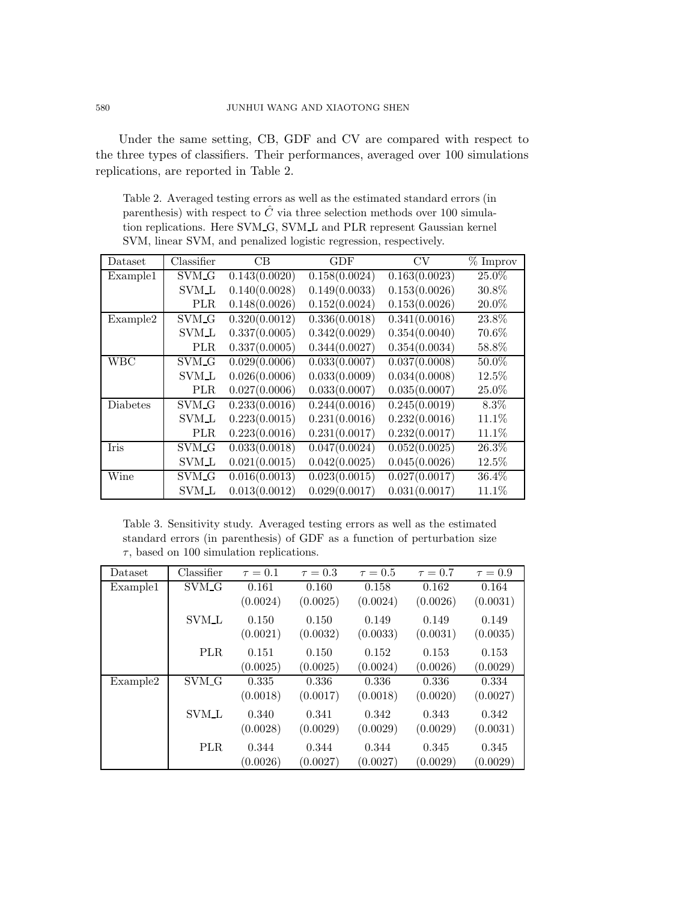Under the same setting, CB, GDF and CV are compared with respect to the three types of classifiers. Their performances, averaged over 100 simulations replications, are reported in Table 2.

Table 2. Averaged testing errors as well as the estimated standard errors (in parenthesis) with respect to $\hat{C}$ via three selection methods over 100 simulation replications. Here SVM_G, SVM_L and PLR represent Gaussian kernel SVM, linear SVM, and penalized logistic regression, respectively.

| Dataset | Classifier | CB | GDF | CV | % Improv |
|---|---|---|---|---|---|
| Example1 | SVM_G | 0.143(0.0020) | 0.158(0.0024) | 0.163(0.0023) | 25.0% |
| | SVM_L | 0.140(0.0028) | 0.149(0.0033) | 0.153(0.0026) | 30.8% |
| | PLR | 0.148(0.0026) | 0.152(0.0024) | 0.153(0.0026) | 20.0% |
| Example2 | SVM_G | 0.320(0.0012) | 0.336(0.0018) | 0.341(0.0016) | 23.8% |
| | SVM_L | 0.337(0.0005) | 0.342(0.0029) | 0.354(0.0040) | 70.6% |
| | PLR | 0.337(0.0005) | 0.344(0.0027) | 0.354(0.0034) | 58.8% |
| WBC | SVM_G | 0.029(0.0006) | 0.033(0.0007) | 0.037(0.0008) | 50.0% |
| | SVM_L | 0.026(0.0006) | 0.033(0.0009) | 0.034(0.0008) | 12.5% |
| | PLR | 0.027(0.0006) | 0.033(0.0007) | 0.035(0.0007) | 25.0% |
| Diabetes | SVM_G | 0.233(0.0016) | 0.244(0.0016) | 0.245(0.0019) | 8.3% |
| | SVM_L | 0.223(0.0015) | 0.231(0.0016) | 0.232(0.0016) | 11.1% |
| | PLR | 0.223(0.0016) | 0.231(0.0017) | 0.232(0.0017) | 11.1% |
| Iris | SVM_G | 0.033(0.0018) | 0.047(0.0024) | 0.052(0.0025) | 26.3% |
| | SVM_L | 0.021(0.0015) | 0.042(0.0025) | 0.045(0.0026) | 12.5% |
| Wine | SVM_G | 0.016(0.0013) | 0.023(0.0015) | 0.027(0.0017) | 36.4% |
| | SVM_L | 0.013(0.0012) | 0.029(0.0017) | 0.031(0.0017) | 11.1% |

Table 3. Sensitivity study. Averaged testing errors as well as the estimated standard errors (in parenthesis) of GDF as a function of perturbation size $\tau$, based on 100 simulation replications.

| Dataset | Classifier | $\tau = 0.1$ | $\tau = 0.3$ | $\tau = 0.5$ | $\tau = 0.7$ | $\tau = 0.9$ |
|---|---|---|---|---|---|---|
| Example1 | SVM_G | 0.161 (0.0024) | 0.160 (0.0025) | 0.158 (0.0024) | 0.162 (0.0026) | 0.164 (0.0031) |
| | SVM_L | 0.150 (0.0021) | 0.150 (0.0032) | 0.149 (0.0033) | 0.149 (0.0031) | 0.149 (0.0035) |
| | PLR | 0.151 (0.0025) | 0.150 (0.0025) | 0.152 (0.0024) | 0.153 (0.0026) | 0.153 (0.0029) |
| Example2 | SVM_G | 0.335 (0.0018) | 0.336 (0.0017) | 0.336 (0.0018) | 0.336 (0.0020) | 0.334 (0.0027) |
| | SVM_L | 0.340 (0.0028) | 0.341 (0.0029) | 0.342 (0.0029) | 0.343 (0.0029) | 0.342 (0.0031) |
| | PLR | 0.344 (0.0026) | 0.344 (0.0027) | 0.344 (0.0027) | 0.345 (0.0029) | 0.345 (0.0029) |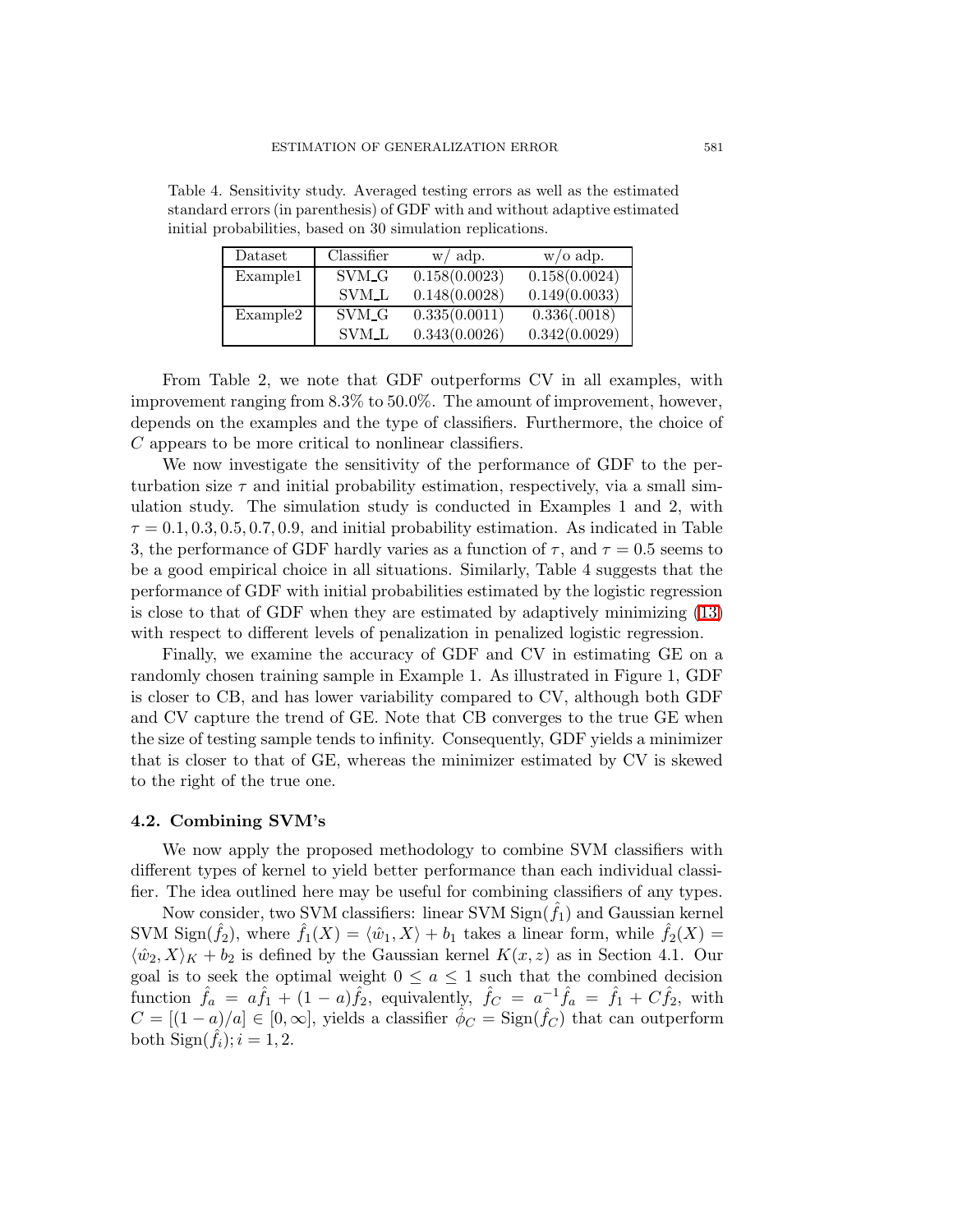Table 4. Sensitivity study. Averaged testing errors as well as the estimated standard errors (in parenthesis) of GDF with and without adaptive estimated initial probabilities, based on 30 simulation replications.

| Dataset | Classifier | w/ adp. | w/o adp. |
|---|---|---|---|
| Example1 | SVM_G | 0.158(0.0023) | 0.158(0.0024) |
| | SVM_L | 0.148(0.0028) | 0.149(0.0033) |
| Example2 | SVM_G | 0.335(0.0011) | 0.336(.0018) |
| | SVM_L | 0.343(0.0026) | 0.342(0.0029) |

From Table 2, we note that GDF outperforms CV in all examples, with improvement ranging from 8.3% to 50.0%. The amount of improvement, however, depends on the examples and the type of classifiers. Furthermore, the choice of $C$ appears to be more critical to nonlinear classifiers.

We now investigate the sensitivity of the performance of GDF to the perturbation size $\tau$ and initial probability estimation, respectively, via a small simulation study. The simulation study is conducted in Examples 1 and 2, with $\tau = 0.1, 0.3, 0.5, 0.7, 0.9$, and initial probability estimation. As indicated in Table 3, the performance of GDF hardly varies as a function of $\tau$, and $\tau = 0.5$ seems to be a good empirical choice in all situations. Similarly, Table 4 suggests that the performance of GDF with initial probabilities estimated by the logistic regression is close to that of GDF when they are estimated by adaptively minimizing (13) with respect to different levels of penalization in penalized logistic regression.

Finally, we examine the accuracy of GDF and CV in estimating GE on a randomly chosen training sample in Example 1. As illustrated in Figure 1, GDF is closer to CB, and has lower variability compared to CV, although both GDF and CV capture the trend of GE. Note that CB converges to the true GE when the size of testing sample tends to infinity. Consequently, GDF yields a minimizer that is closer to that of GE, whereas the minimizer estimated by CV is skewed to the right of the true one.

### 4.2. Combining SVM's

We now apply the proposed methodology to combine SVM classifiers with different types of kernel to yield better performance than each individual classifier. The idea outlined here may be useful for combining classifiers of any types.

Now consider, two SVM classifiers: linear SVM $\text{Sign}(\hat{f}_1)$ and Gaussian kernel SVM $\text{Sign}(\hat{f}_2)$, where $\hat{f}_1(X) = \langle \hat{w}_1, X \rangle + b_1$ takes a linear form, while $\hat{f}_2(X) = \langle \hat{w}_2, X \rangle_K + b_2$ is defined by the Gaussian kernel $K(x, z)$ as in Section 4.1. Our goal is to seek the optimal weight $0 \leq a \leq 1$ such that the combined decision function $\hat{f}_a = a\hat{f}_1 + (1 - a)\hat{f}_2$, equivalently, $\hat{f}_C = a^{-1}\hat{f}_a = \hat{f}_1 + C\hat{f}_2$, with $C = [(1 - a)/a] \in [0, \infty]$, yields a classifier $\hat{\phi}_C = \text{Sign}(\hat{f}_C)$ that can outperform both $\text{Sign}(\hat{f}_i); i = 1, 2$.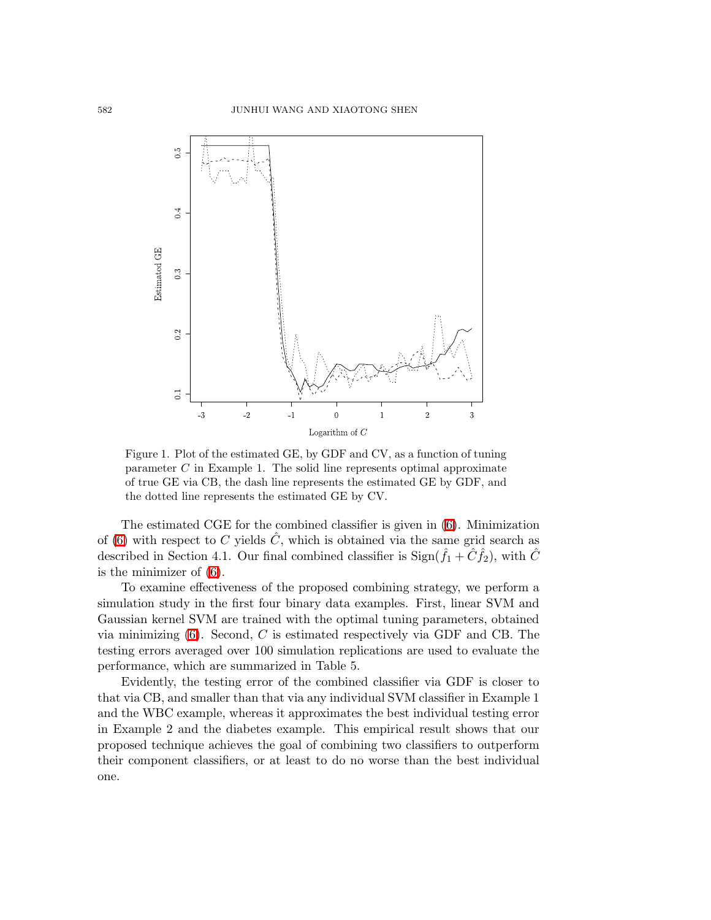Figure 1. Plot of the estimated GE, by GDF and CV, as a function of tuning parameter $C$ in Example 1. The solid line represents optimal approximate of true GE via CB, the dash line represents the estimated GE by GDF, and the dotted line represents the estimated GE by CV.

The estimated CGE for the combined classifier is given in (6). Minimization of (6) with respect to $C$ yields $\hat{C}$, which is obtained via the same grid search as described in Section 4.1. Our final combined classifier is $\text{Sign}(\hat{f}_1 + \hat{C}\hat{f}_2)$, with $\hat{C}$ is the minimizer of (6).

To examine effectiveness of the proposed combining strategy, we perform a simulation study in the first four binary data examples. First, linear SVM and Gaussian kernel SVM are trained with the optimal tuning parameters, obtained via minimizing (6). Second, $C$ is estimated respectively via GDF and CB. The testing errors averaged over 100 simulation replications are used to evaluate the performance, which are summarized in Table 5.

Evidently, the testing error of the combined classifier via GDF is closer to that via CB, and smaller than that via any individual SVM classifier in Example 1 and the WBC example, whereas it approximates the best individual testing error in Example 2 and the diabetes example. This empirical result shows that our proposed technique achieves the goal of combining two classifiers to outperform their component classifiers, or at least to do no worse than the best individual one.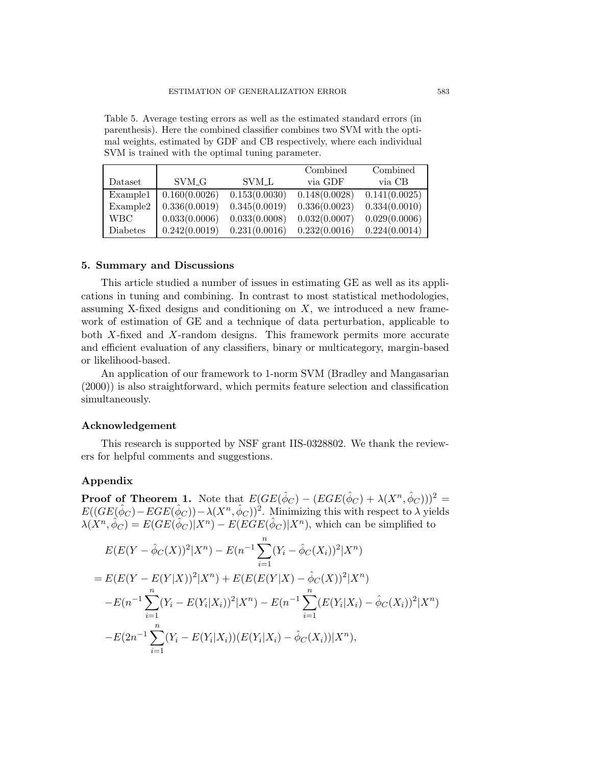Table 5. Average testing errors as well as the estimated standard errors (in parenthesis). Here the combined classifier combines two SVM with the optimal weights, estimated by GDF and CB respectively, where each individual SVM is trained with the optimal tuning parameter.

| Dataset | SVM_G | SVM_L | Combined via GDF | Combined via CB |
|---|---|---|---|---|
| Example1 | 0.160(0.0026) | 0.153(0.0030) | 0.148(0.0028) | 0.141(0.0025) |
| Example2 | 0.336(0.0019) | 0.345(0.0019) | 0.336(0.0023) | 0.334(0.0010) |
| WBC | 0.033(0.0006) | 0.033(0.0008) | 0.032(0.0007) | 0.029(0.0006) |
| Diabetes | 0.242(0.0019) | 0.231(0.0016) | 0.232(0.0016) | 0.224(0.0014) |

## 5. Summary and Discussions

This article studied a number of issues in estimating GE as well as its applications in tuning and combining. In contrast to most statistical methodologies, assuming X-fixed designs and conditioning on $X$, we introduced a new framework of estimation of GE and a technique of data perturbation, applicable to both $X$-fixed and $X$-random designs. This framework permits more accurate and efficient evaluation of any classifiers, binary or multicategory, margin-based or likelihood-based.

An application of our framework to 1-norm SVM (Bradley and Mangasarian (2000)) is also straightforward, which permits feature selection and classification simultaneously.

## Acknowledgement

This research is supported by NSF grant IIS-0328802. We thank the reviewers for helpful comments and suggestions.

## Appendix

**Proof of Theorem 1.** Note that $E(GE(\hat{\phi}_C) - (EGE(\hat{\phi}_C) + \lambda(X^n, \hat{\phi}_C)))^2 = E((GE(\hat{\phi}_C) - EGE(\hat{\phi}_C)) - \lambda(X^n, \hat{\phi}_C))^2$. Minimizing this with respect to $\lambda$ yields $\lambda(X^n, \hat{\phi}_C) = E(GE(\hat{\phi}_C)|X^n) - E(EGE(\hat{\phi}_C)|X^n)$, which can be simplified to

$$
\begin{aligned}
&E(E(Y - \hat{\phi}_C(X))^2|X^n) - E(n^{-1}\sum_{i=1}^{n}(Y_i - \hat{\phi}_C(X_i))^2|X^n) \\
&= E(E(Y - E(Y|X))^2|X^n) + E(E(E(Y|X) - \hat{\phi}_C(X))^2|X^n) \\
&\quad - E(n^{-1}\sum_{i=1}^{n}(Y_i - E(Y_i|X_i))^2|X^n) - E(n^{-1}\sum_{i=1}^{n}(E(Y_i|X_i) - \hat{\phi}_C(X_i))^2|X^n) \\
&\quad - E(2n^{-1}\sum_{i=1}^{n}(Y_i - E(Y_i|X_i))(E(Y_i|X_i) - \hat{\phi}_C(X_i))|X^n),
\end{aligned}
$$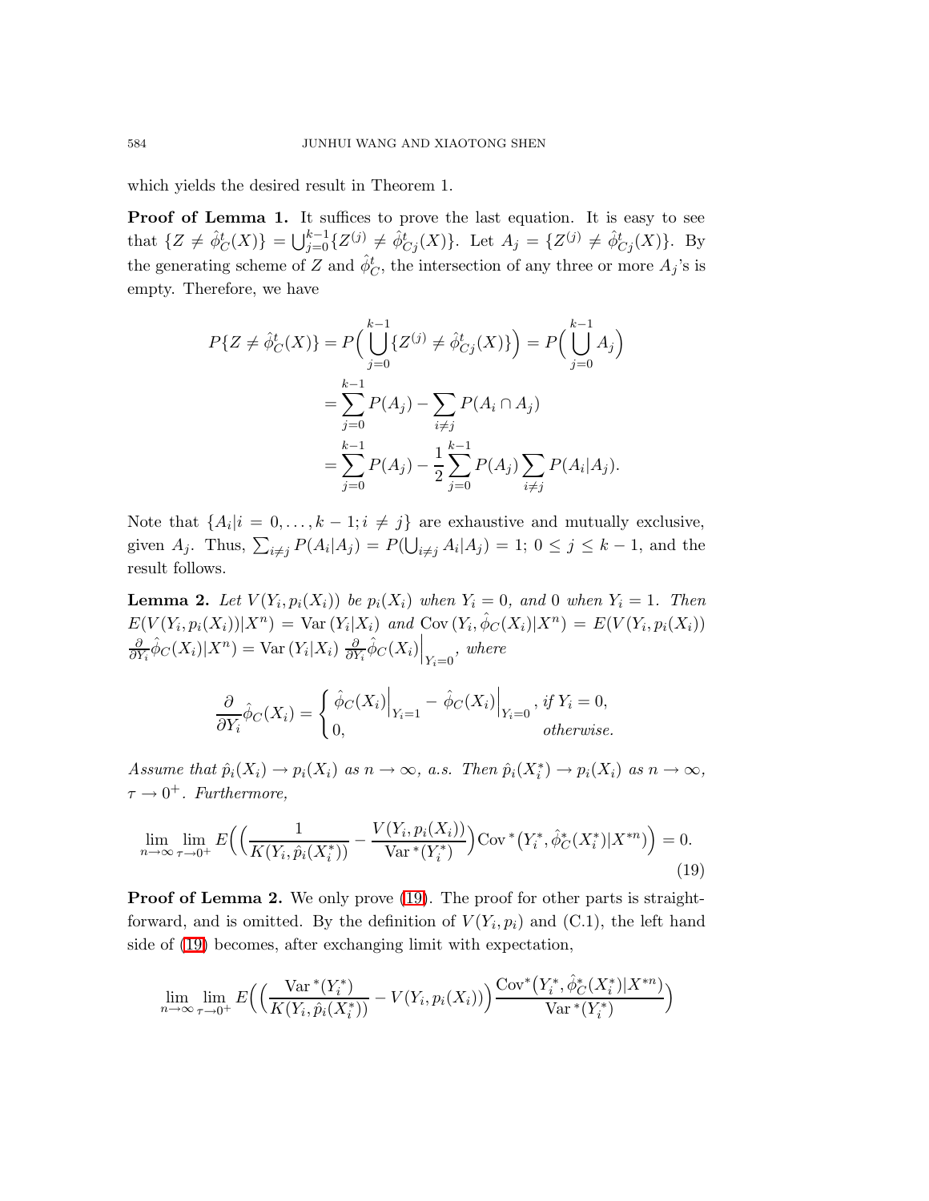which yields the desired result in Theorem 1.

**Proof of Lemma 1.** It suffices to prove the last equation. It is easy to see that $\{Z \neq \hat{\phi}_C^t(X)\} = \bigcup_{j=0}^{k-1}\{Z^{(j)} \neq \hat{\phi}_{Cj}^t(X)\}$. Let $A_j = \{Z^{(j)} \neq \hat{\phi}_{Cj}^t(X)\}$. By the generating scheme of $Z$ and $\hat{\phi}_C^t$, the intersection of any three or more $A_j$'s is empty. Therefore, we have

$$
\begin{aligned}
P\{Z \neq \hat{\phi}_C^t(X)\} &= P\Big(\bigcup_{j=0}^{k-1}\{Z^{(j)} \neq \hat{\phi}_{Cj}^t(X)\}\Big) = P\Big(\bigcup_{j=0}^{k-1} A_j\Big) \\
&= \sum_{j=0}^{k-1} P(A_j) - \sum_{i \neq j} P(A_i \cap A_j) \\
&= \sum_{j=0}^{k-1} P(A_j) - \frac{1}{2}\sum_{j=0}^{k-1} P(A_j) \sum_{i \neq j} P(A_i | A_j).
\end{aligned}
$$

Note that $\{A_i | i = 0, \ldots, k-1; i \neq j\}$ are exhaustive and mutually exclusive, given $A_j$. Thus, $\sum_{i \neq j} P(A_i|A_j) = P(\bigcup_{i \neq j} A_i | A_j) = 1$; $0 \leq j \leq k-1$, and the result follows.

**Lemma 2.** *Let $V(Y_i, p_i(X_i))$ be $p_i(X_i)$ when $Y_i = 0$, and 0 when $Y_i = 1$. Then $E(V(Y_i, p_i(X_i))|X^n) = \operatorname{Var}(Y_i|X_i)$ and $\operatorname{Cov}(Y_i, \hat{\phi}_C(X_i)|X^n) = E(V(Y_i, p_i(X_i))$ $\frac{\partial}{\partial Y_i}\hat{\phi}_C(X_i)|X^n) = \operatorname{Var}(Y_i|X_i)\, \frac{\partial}{\partial Y_i}\hat{\phi}_C(X_i)\Big|_{Y_i=0}$, where*

$$
\frac{\partial}{\partial Y_i}\hat{\phi}_C(X_i) = \begin{cases} \hat{\phi}_C(X_i)\Big|_{Y_i=1} - \hat{\phi}_C(X_i)\Big|_{Y_i=0}, & \text{if } Y_i = 0, \\ 0, & \text{otherwise.} \end{cases}
$$

*Assume that $\hat{p}_i(X_i) \to p_i(X_i)$ as $n \to \infty$, a.s. Then $\hat{p}_i(X_i^*) \to p_i(X_i)$ as $n \to \infty$, $\tau \to 0^+$. Furthermore,*

$$
\lim_{n\to\infty}\lim_{\tau\to 0^+} E\Big(\Big(\frac{1}{K(Y_i, \hat{p}_i(X_i^*))} - \frac{V(Y_i, p_i(X_i))}{\operatorname{Var}^*(Y_i^*)}\Big)\operatorname{Cov}^*\big(Y_i^*, \hat{\phi}_C^*(X_i^*)|X^{*n}\big)\Big) = 0. \tag{19}
$$

**Proof of Lemma 2.** We only prove (19). The proof for other parts is straightforward, and is omitted. By the definition of $V(Y_i, p_i)$ and (C.1), the left hand side of (19) becomes, after exchanging limit with expectation,

$$
\lim_{n\to\infty}\lim_{\tau\to 0^+} E\Big(\Big(\frac{\operatorname{Var}^*(Y_i^*)}{K(Y_i, \hat{p}_i(X_i^*))} - V(Y_i, p_i(X_i))\Big)\frac{\operatorname{Cov}^*\big(Y_i^*, \hat{\phi}_C^*(X_i^*)|X^{*n}\big)}{\operatorname{Var}^*(Y_i^*)}\Big)
$$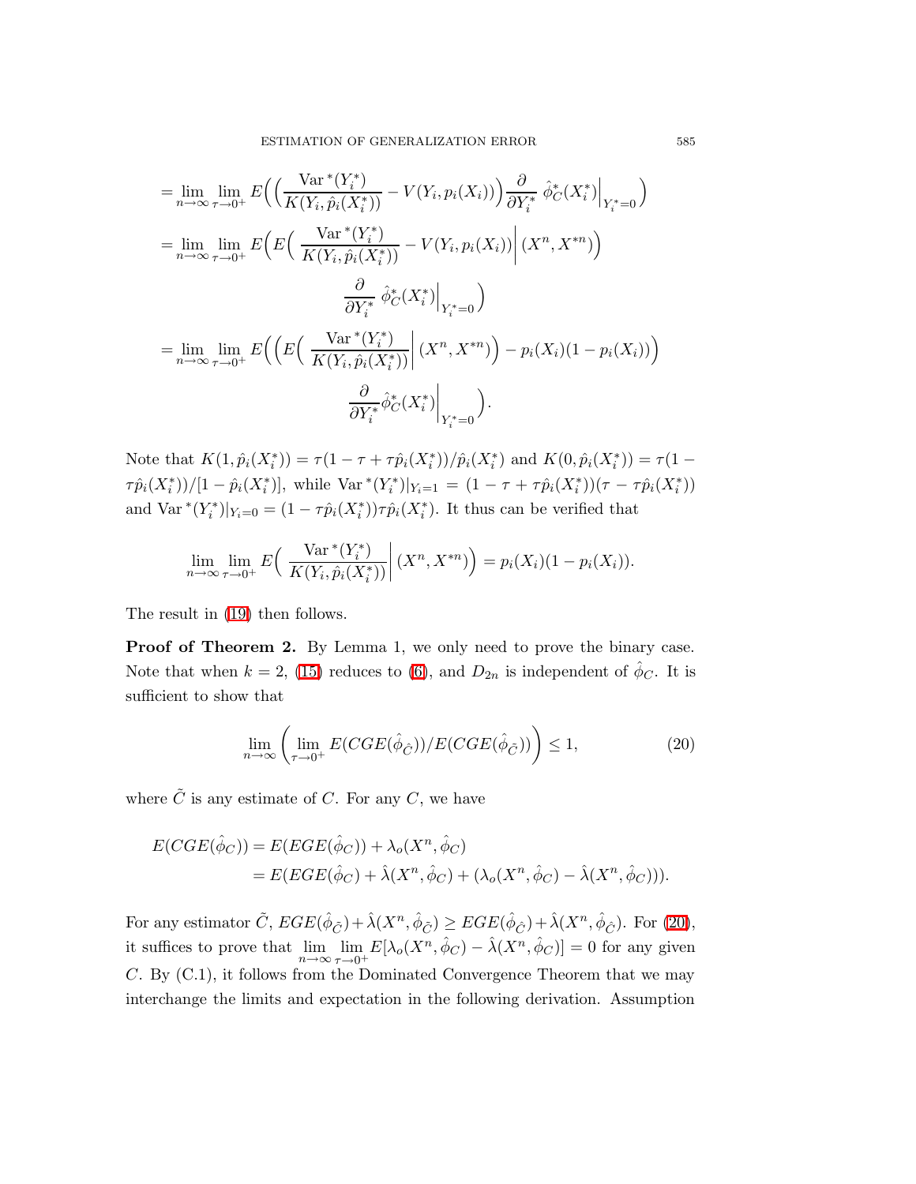$$
\begin{aligned}
&= \lim_{n\to\infty}\lim_{\tau\to 0^+} E\Big(\Big(\frac{\operatorname{Var}^*(Y_i^*)}{K(Y_i,\hat{p}_i(X_i^*))} - V(Y_i,p_i(X_i))\Big)\frac{\partial}{\partial Y_i^*}\,\hat{\phi}_C^*(X_i^*)\Big|_{Y_i^*=0}\Big)\\
&= \lim_{n\to\infty}\lim_{\tau\to 0^+} E\Big(E\Big(\,\frac{\operatorname{Var}^*(Y_i^*)}{K(Y_i,\hat{p}_i(X_i^*))} - V(Y_i,p_i(X_i))\Big|\,(X^n,X^{*n})\Big)\\
&\qquad\qquad \frac{\partial}{\partial Y_i^*}\,\hat{\phi}_C^*(X_i^*)\Big|_{Y_i^*=0}\Big)\\
&= \lim_{n\to\infty}\lim_{\tau\to 0^+} E\Big(\Big(E\Big(\,\frac{\operatorname{Var}^*(Y_i^*)}{K(Y_i,\hat{p}_i(X_i^*))}\Big|\,(X^n,X^{*n})\Big) - p_i(X_i)(1-p_i(X_i))\Big)\\
&\qquad\qquad \frac{\partial}{\partial Y_i^*}\hat{\phi}_C^*(X_i^*)\Big|_{Y_i^*=0}\Big).
\end{aligned}
$$

Note that $K(1,\hat{p}_i(X_i^*)) = \tau(1-\tau+\tau\hat{p}_i(X_i^*))/\hat{p}_i(X_i^*)$ and $K(0,\hat{p}_i(X_i^*)) = \tau(1-\tau\hat{p}_i(X_i^*))/[1-\hat{p}_i(X_i^*)]$, while $\operatorname{Var}^*(Y_i^*)|_{Y_i=1} = (1-\tau+\tau\hat{p}_i(X_i^*))(\tau-\tau\hat{p}_i(X_i^*))$ and $\operatorname{Var}^*(Y_i^*)|_{Y_i=0} = (1-\tau\hat{p}_i(X_i^*))\tau\hat{p}_i(X_i^*)$. It thus can be verified that

$$
\lim_{n\to\infty}\lim_{\tau\to 0^+} E\Big(\,\frac{\operatorname{Var}^*(Y_i^*)}{K(Y_i,\hat{p}_i(X_i^*))}\Big|\,(X^n,X^{*n})\Big) = p_i(X_i)(1-p_i(X_i)).
$$

The result in (19) then follows.

**Proof of Theorem 2.** By Lemma 1, we only need to prove the binary case. Note that when $k=2$, (15) reduces to (6), and $D_{2n}$ is independent of $\hat{\phi}_C$. It is sufficient to show that

$$
\lim_{n\to\infty}\Big(\lim_{\tau\to 0^+} E(CGE(\hat{\phi}_{\hat{C}}))/E(CGE(\hat{\phi}_{\tilde{C}}))\Big) \le 1, \tag{20}
$$

where $\tilde{C}$ is any estimate of $C$. For any $C$, we have

$$
\begin{aligned}
E(CGE(\hat{\phi}_C)) &= E(EGE(\hat{\phi}_C)) + \lambda_o(X^n,\hat{\phi}_C)\\
&= E(EGE(\hat{\phi}_C) + \hat{\lambda}(X^n,\hat{\phi}_C) + (\lambda_o(X^n,\hat{\phi}_C) - \hat{\lambda}(X^n,\hat{\phi}_C))).
\end{aligned}
$$

For any estimator $\tilde{C}$, $EGE(\hat{\phi}_{\tilde{C}}) + \hat{\lambda}(X^n,\hat{\phi}_{\tilde{C}}) \ge EGE(\hat{\phi}_{\hat{C}}) + \hat{\lambda}(X^n,\hat{\phi}_{\hat{C}})$. For (20), it suffices to prove that $\lim_{n\to\infty}\lim_{\tau\to 0^+} E[\lambda_o(X^n,\hat{\phi}_C) - \hat{\lambda}(X^n,\hat{\phi}_C)] = 0$ for any given $C$. By (C.1), it follows from the Dominated Convergence Theorem that we may interchange the limits and expectation in the following derivation. Assumption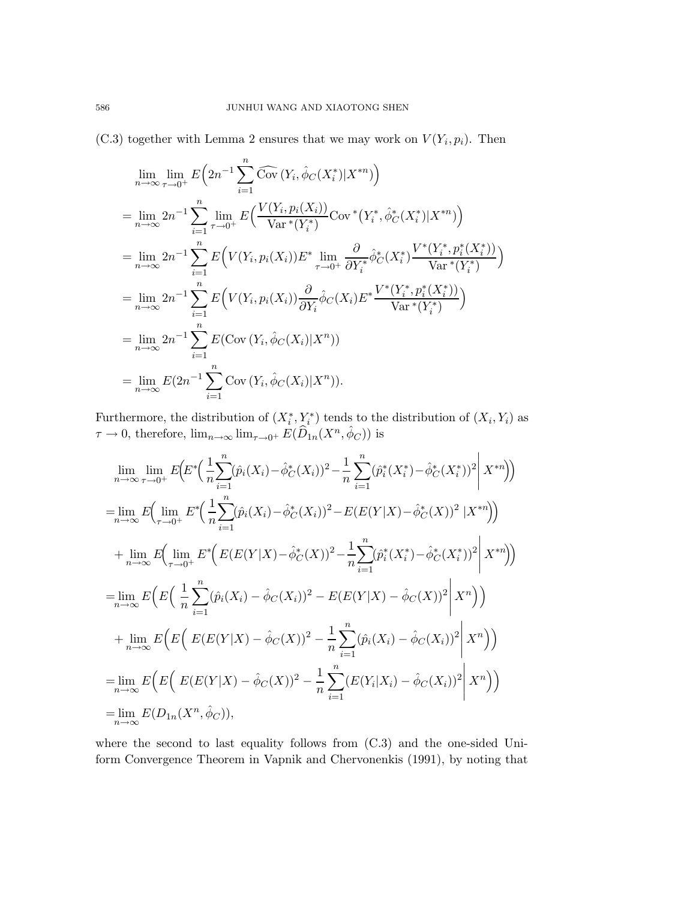(C.3) together with Lemma 2 ensures that we may work on $V(Y_i, p_i)$. Then

$$
\begin{aligned}
&\lim_{n\to\infty}\lim_{\tau\to 0^+} E\Big(2n^{-1}\sum_{i=1}^n \widehat{\mathrm{Cov}}\,(Y_i, \hat{\phi}_C(X_i^*)|X^{*n})\Big)\\
&= \lim_{n\to\infty} 2n^{-1}\sum_{i=1}^n \lim_{\tau\to 0^+} E\Big(\frac{V(Y_i, p_i(X_i))}{\mathrm{Var}^*(Y_i^*)}\mathrm{Cov}^*\big(Y_i^*, \hat{\phi}_C^*(X_i^*)|X^{*n}\big)\Big)\\
&= \lim_{n\to\infty} 2n^{-1}\sum_{i=1}^n E\Big(V(Y_i, p_i(X_i))E^*\lim_{\tau\to 0^+}\frac{\partial}{\partial Y_i^*}\hat{\phi}_C^*(X_i^*)\frac{V^*(Y_i^*, p_i^*(X_i^*))}{\mathrm{Var}^*(Y_i^*)}\Big)\\
&= \lim_{n\to\infty} 2n^{-1}\sum_{i=1}^n E\Big(V(Y_i, p_i(X_i))\frac{\partial}{\partial Y_i}\hat{\phi}_C(X_i)E^*\frac{V^*(Y_i^*, p_i^*(X_i^*))}{\mathrm{Var}^*(Y_i^*)}\Big)\\
&= \lim_{n\to\infty} 2n^{-1}\sum_{i=1}^n E(\mathrm{Cov}\,(Y_i, \hat{\phi}_C(X_i)|X^n))\\
&= \lim_{n\to\infty} E(2n^{-1}\sum_{i=1}^n \mathrm{Cov}\,(Y_i, \hat{\phi}_C(X_i)|X^n)).
\end{aligned}
$$

Furthermore, the distribution of $(X_i^*, Y_i^*)$ tends to the distribution of $(X_i, Y_i)$ as $\tau \to 0$, therefore, $\lim_{n\to\infty}\lim_{\tau\to 0^+} E(\widehat{D}_{1n}(X^n, \hat{\phi}_C))$ is

$$
\begin{aligned}
&\lim_{n\to\infty}\lim_{\tau\to 0^+} E\Big(E^*\Big(\frac{1}{n}\sum_{i=1}^n(\hat{p}_i(X_i)-\hat{\phi}_C^*(X_i))^2-\frac{1}{n}\sum_{i=1}^n(\hat{p}_i^*(X_i^*)-\hat{\phi}_C^*(X_i^*))^2\Big|X^{*n}\Big)\Big)\\
&=\lim_{n\to\infty} E\Big(\lim_{\tau\to 0^+} E^*\Big(\frac{1}{n}\sum_{i=1}^n(\hat{p}_i(X_i)-\hat{\phi}_C^*(X_i))^2-E(E(Y|X)-\hat{\phi}_C^*(X))^2\;|X^{*n}\Big)\Big)\\
&\quad+\lim_{n\to\infty} E\Big(\lim_{\tau\to 0^+} E^*\Big(E(E(Y|X)-\hat{\phi}_C^*(X))^2-\frac{1}{n}\sum_{i=1}^n(\hat{p}_i^*(X_i^*)-\hat{\phi}_C^*(X_i^*))^2\Big|X^{*n}\Big)\Big)\\
&=\lim_{n\to\infty} E\Big(E\Big(\frac{1}{n}\sum_{i=1}^n(\hat{p}_i(X_i)-\hat{\phi}_C(X_i))^2-E(E(Y|X)-\hat{\phi}_C(X))^2\Big|X^n\Big)\Big)\\
&\quad+\lim_{n\to\infty} E\Big(E\Big(E(E(Y|X)-\hat{\phi}_C(X))^2-\frac{1}{n}\sum_{i=1}^n(\hat{p}_i(X_i)-\hat{\phi}_C(X_i))^2\Big|X^n\Big)\Big)\\
&=\lim_{n\to\infty} E\Big(E\Big(E(E(Y|X)-\hat{\phi}_C(X))^2-\frac{1}{n}\sum_{i=1}^n(E(Y_i|X_i)-\hat{\phi}_C(X_i))^2\Big|X^n\Big)\Big)\\
&=\lim_{n\to\infty} E(D_{1n}(X^n, \hat{\phi}_C)),
\end{aligned}
$$

where the second to last equality follows from (C.3) and the one-sided Uniform Convergence Theorem in Vapnik and Chervonenkis (1991), by noting that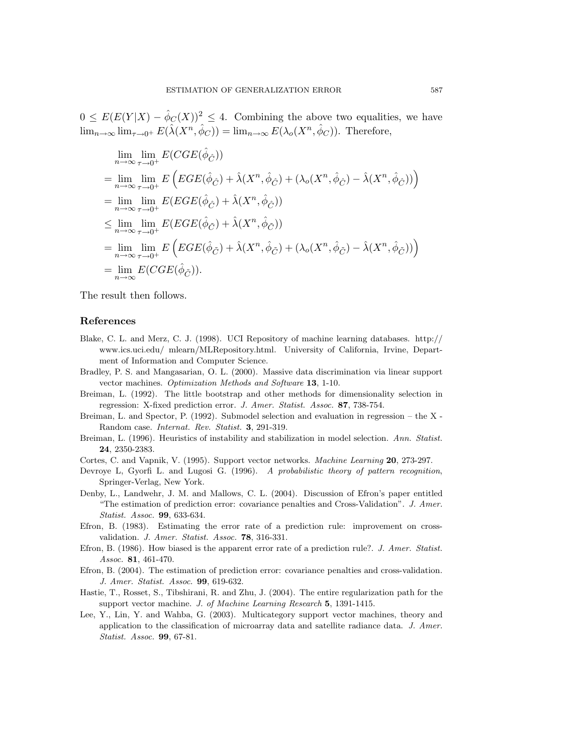$0 \leq E(E(Y|X) - \hat{\phi}_C(X))^2 \leq 4$. Combining the above two equalities, we have $\lim_{n\to\infty} \lim_{\tau\to 0^+} E(\hat{\lambda}(X^n, \hat{\phi}_C)) = \lim_{n\to\infty} E(\lambda_o(X^n, \hat{\phi}_C))$. Therefore,

$$
\begin{aligned}
& \lim_{n\to\infty} \lim_{\tau\to 0^+} E(CGE(\hat{\phi}_{\hat{C}})) \\
&= \lim_{n\to\infty} \lim_{\tau\to 0^+} E\left(EGE(\hat{\phi}_{\hat{C}}) + \hat{\lambda}(X^n, \hat{\phi}_{\hat{C}}) + (\lambda_o(X^n, \hat{\phi}_{\hat{C}}) - \hat{\lambda}(X^n, \hat{\phi}_{\hat{C}}))\right) \\
&= \lim_{n\to\infty} \lim_{\tau\to 0^+} E(EGE(\hat{\phi}_{\hat{C}}) + \hat{\lambda}(X^n, \hat{\phi}_{\hat{C}})) \\
&\leq \lim_{n\to\infty} \lim_{\tau\to 0^+} E(EGE(\hat{\phi}_{\bar{C}}) + \hat{\lambda}(X^n, \hat{\phi}_{\bar{C}})) \\
&= \lim_{n\to\infty} \lim_{\tau\to 0^+} E\left(EGE(\hat{\phi}_{\bar{C}}) + \hat{\lambda}(X^n, \hat{\phi}_{\bar{C}}) + (\lambda_o(X^n, \hat{\phi}_{\bar{C}}) - \hat{\lambda}(X^n, \hat{\phi}_{\bar{C}}))\right) \\
&= \lim_{n\to\infty} E(CGE(\hat{\phi}_{\bar{C}})).
\end{aligned}
$$

The result then follows.

## References

Blake, C. L. and Merz, C. J. (1998). UCI Repository of machine learning databases. http:// www.ics.uci.edu/ mlearn/MLRepository.html. University of California, Irvine, Department of Information and Computer Science.

Bradley, P. S. and Mangasarian, O. L. (2000). Massive data discrimination via linear support vector machines. *Optimization Methods and Software* **13**, 1-10.

Breiman, L. (1992). The little bootstrap and other methods for dimensionality selection in regression: X-fixed prediction error. *J. Amer. Statist. Assoc.* **87**, 738-754.

Breiman, L. and Spector, P. (1992). Submodel selection and evaluation in regression – the X - Random case. *Internat. Rev. Statist.* **3**, 291-319.

Breiman, L. (1996). Heuristics of instability and stabilization in model selection. *Ann. Statist.* **24**, 2350-2383.

Cortes, C. and Vapnik, V. (1995). Support vector networks. *Machine Learning* **20**, 273-297.

Devroye L, Gyorfi L. and Lugosi G. (1996). *A probabilistic theory of pattern recognition*, Springer-Verlag, New York.

Denby, L., Landwehr, J. M. and Mallows, C. L. (2004). Discussion of Efron's paper entitled "The estimation of prediction error: covariance penalties and Cross-Validation". *J. Amer. Statist. Assoc.* **99**, 633-634.

Efron, B. (1983). Estimating the error rate of a prediction rule: improvement on cross-validation. *J. Amer. Statist. Assoc.* **78**, 316-331.

Efron, B. (1986). How biased is the apparent error rate of a prediction rule?. *J. Amer. Statist. Assoc.* **81**, 461-470.

Efron, B. (2004). The estimation of prediction error: covariance penalties and cross-validation. *J. Amer. Statist. Assoc.* **99**, 619-632.

Hastie, T., Rosset, S., Tibshirani, R. and Zhu, J. (2004). The entire regularization path for the support vector machine. *J. of Machine Learning Research* **5**, 1391-1415.

Lee, Y., Lin, Y. and Wahba, G. (2003). Multicategory support vector machines, theory and application to the classification of microarray data and satellite radiance data. *J. Amer. Statist. Assoc.* **99**, 67-81.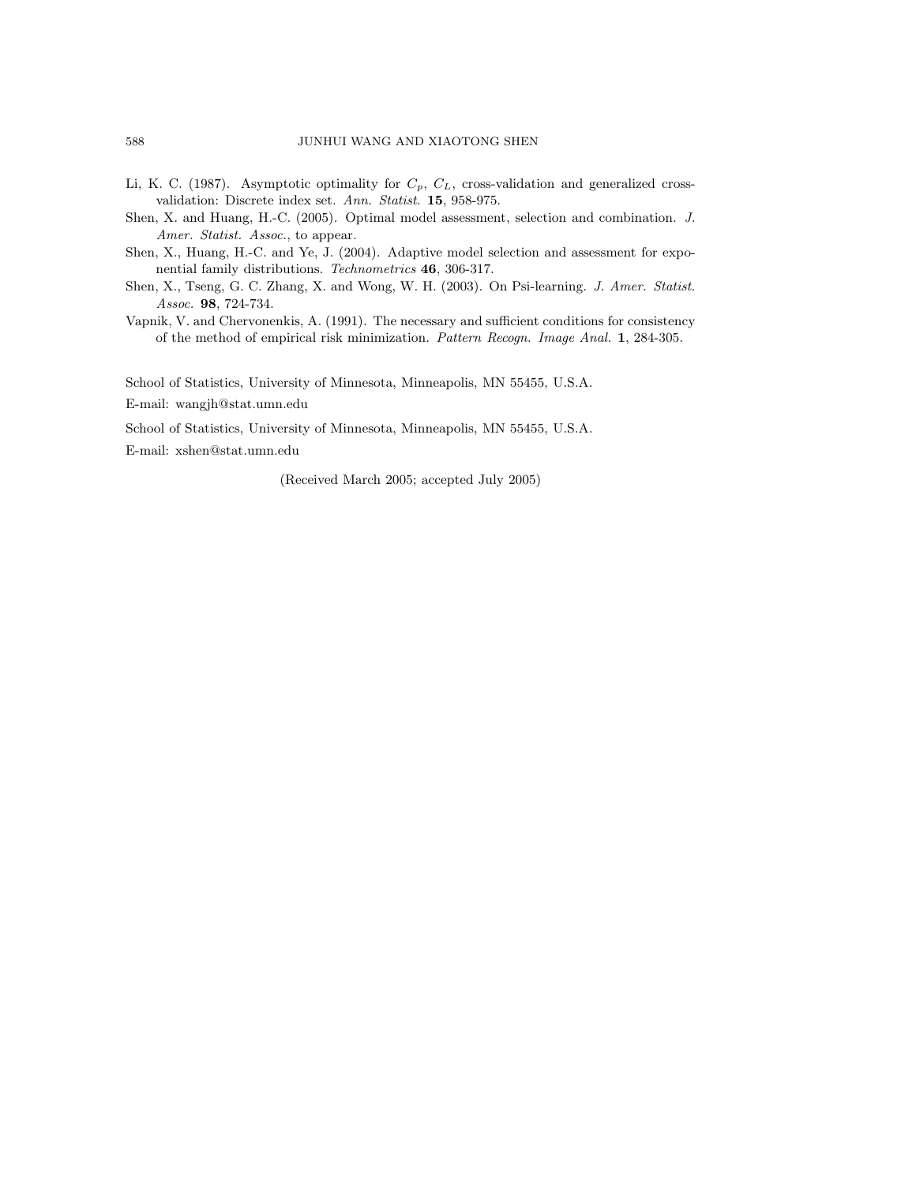Li, K. C. (1987). Asymptotic optimality for $C_p$, $C_L$, cross-validation and generalized cross-validation: Discrete index set. *Ann. Statist.* **15**, 958-975.

Shen, X. and Huang, H.-C. (2005). Optimal model assessment, selection and combination. *J. Amer. Statist. Assoc.*, to appear.

Shen, X., Huang, H.-C. and Ye, J. (2004). Adaptive model selection and assessment for exponential family distributions. *Technometrics* **46**, 306-317.

Shen, X., Tseng, G. C. Zhang, X. and Wong, W. H. (2003). On Psi-learning. *J. Amer. Statist. Assoc.* **98**, 724-734.

Vapnik, V. and Chervonenkis, A. (1991). The necessary and sufficient conditions for consistency of the method of empirical risk minimization. *Pattern Recogn. Image Anal.* **1**, 284-305.

School of Statistics, University of Minnesota, Minneapolis, MN 55455, U.S.A.

E-mail: wangjh@stat.umn.edu

School of Statistics, University of Minnesota, Minneapolis, MN 55455, U.S.A.

E-mail: xshen@stat.umn.edu

(Received March 2005; accepted July 2005)